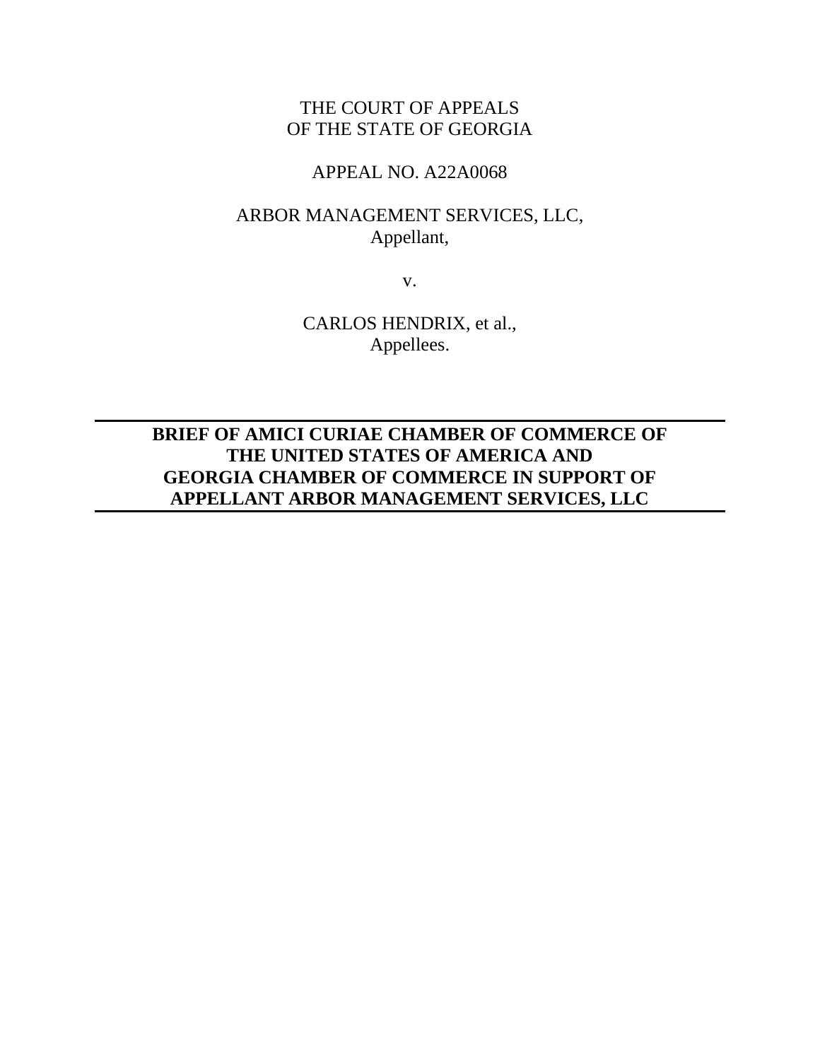THE COURT OF APPEALS
OF THE STATE OF GEORGIA

APPEAL NO. A22A0068

ARBOR MANAGEMENT SERVICES, LLC,
Appellant,

v.

CARLOS HENDRIX, et al.,
Appellees.

---

**BRIEF OF AMICI CURIAE CHAMBER OF COMMERCE OF THE UNITED STATES OF AMERICA AND GEORGIA CHAMBER OF COMMERCE IN SUPPORT OF APPELLANT ARBOR MANAGEMENT SERVICES, LLC**

---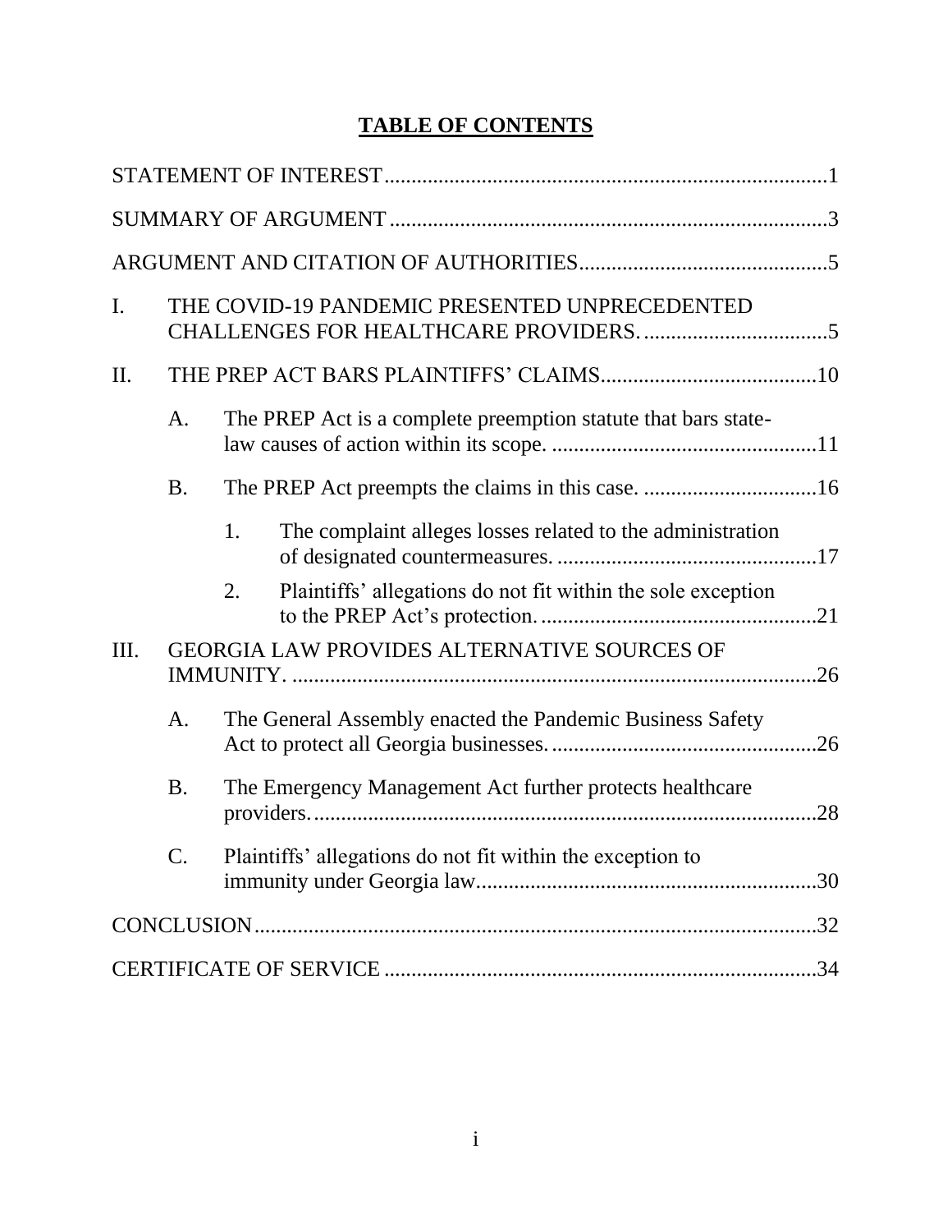# TABLE OF CONTENTS

STATEMENT OF INTEREST ........................................................................ 1

SUMMARY OF ARGUMENT ....................................................................... 3

ARGUMENT AND CITATION OF AUTHORITIES ........................................... 5

I. THE COVID-19 PANDEMIC PRESENTED UNPRECEDENTED CHALLENGES FOR HEALTHCARE PROVIDERS. ................................. 5

II. THE PREP ACT BARS PLAINTIFFS' CLAIMS ........................................ 10

  A. The PREP Act is a complete preemption statute that bars state-law causes of action within its scope. ................................................ 11

  B. The PREP Act preempts the claims in this case. ................................ 16

    1. The complaint alleges losses related to the administration of designated countermeasures. ................................................ 17

    2. Plaintiffs' allegations do not fit within the sole exception to the PREP Act's protection. .................................................. 21

III. GEORGIA LAW PROVIDES ALTERNATIVE SOURCES OF IMMUNITY. ........................................................................................ 26

  A. The General Assembly enacted the Pandemic Business Safety Act to protect all Georgia businesses. ................................................ 26

  B. The Emergency Management Act further protects healthcare providers. ............................................................................................ 28

  C. Plaintiffs' allegations do not fit within the exception to immunity under Georgia law .............................................................. 30

CONCLUSION ......................................................................................... 32

CERTIFICATE OF SERVICE ................................................................... 34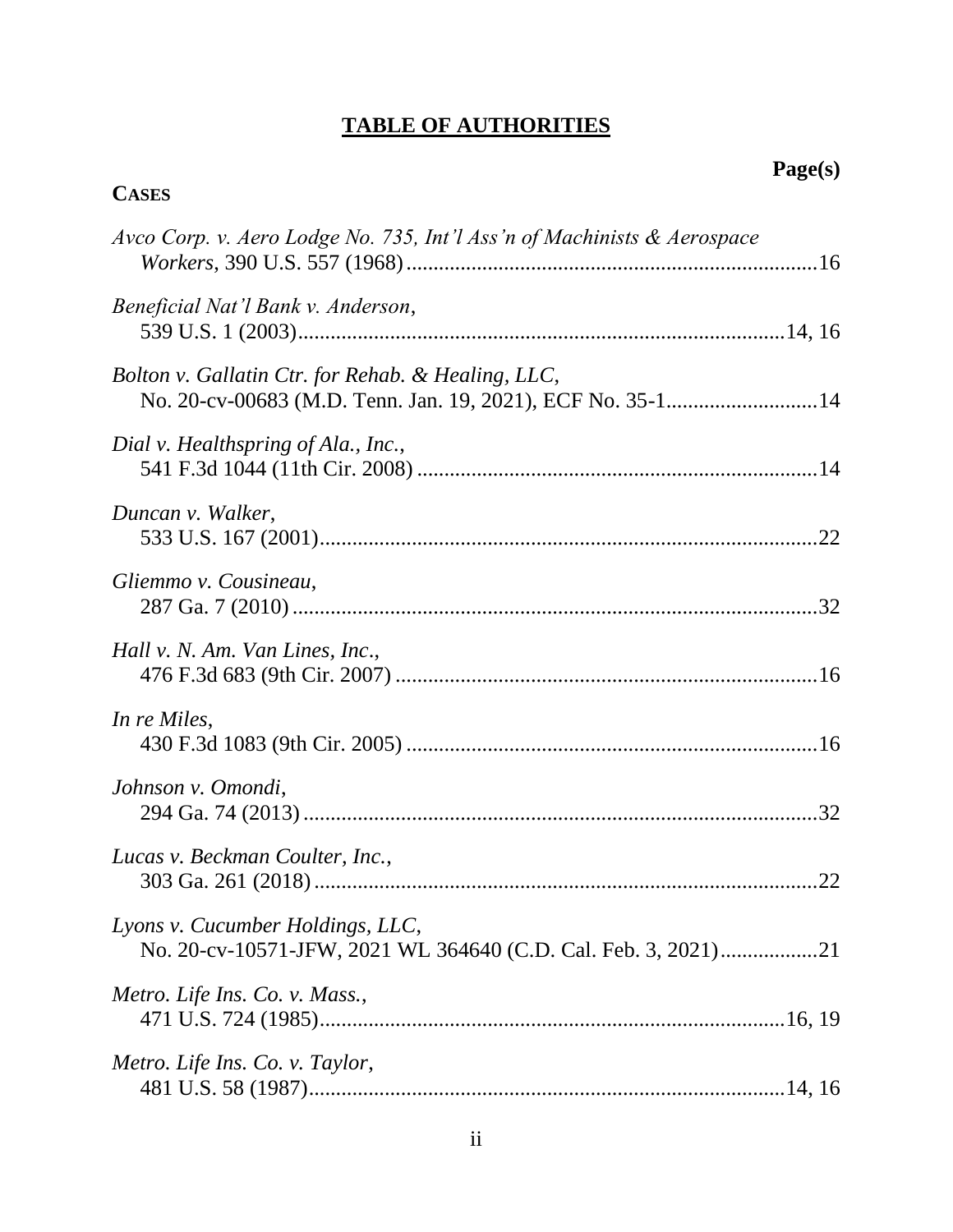# TABLE OF AUTHORITIES

**Page(s)**

**CASES**

*Avco Corp. v. Aero Lodge No. 735, Int'l Ass'n of Machinists & Aerospace Workers*, 390 U.S. 557 (1968) .......... 16

*Beneficial Nat'l Bank v. Anderson*, 539 U.S. 1 (2003) .......... 14, 16

*Bolton v. Gallatin Ctr. for Rehab. & Healing, LLC*, No. 20-cv-00683 (M.D. Tenn. Jan. 19, 2021), ECF No. 35-1 .......... 14

*Dial v. Healthspring of Ala., Inc.*, 541 F.3d 1044 (11th Cir. 2008) .......... 14

*Duncan v. Walker*, 533 U.S. 167 (2001) .......... 22

*Gliemmo v. Cousineau*, 287 Ga. 7 (2010) .......... 32

*Hall v. N. Am. Van Lines, Inc.*, 476 F.3d 683 (9th Cir. 2007) .......... 16

*In re Miles*, 430 F.3d 1083 (9th Cir. 2005) .......... 16

*Johnson v. Omondi*, 294 Ga. 74 (2013) .......... 32

*Lucas v. Beckman Coulter, Inc.*, 303 Ga. 261 (2018) .......... 22

*Lyons v. Cucumber Holdings, LLC*, No. 20-cv-10571-JFW, 2021 WL 364640 (C.D. Cal. Feb. 3, 2021) .......... 21

*Metro. Life Ins. Co. v. Mass.*, 471 U.S. 724 (1985) .......... 16, 19

*Metro. Life Ins. Co. v. Taylor*, 481 U.S. 58 (1987) .......... 14, 16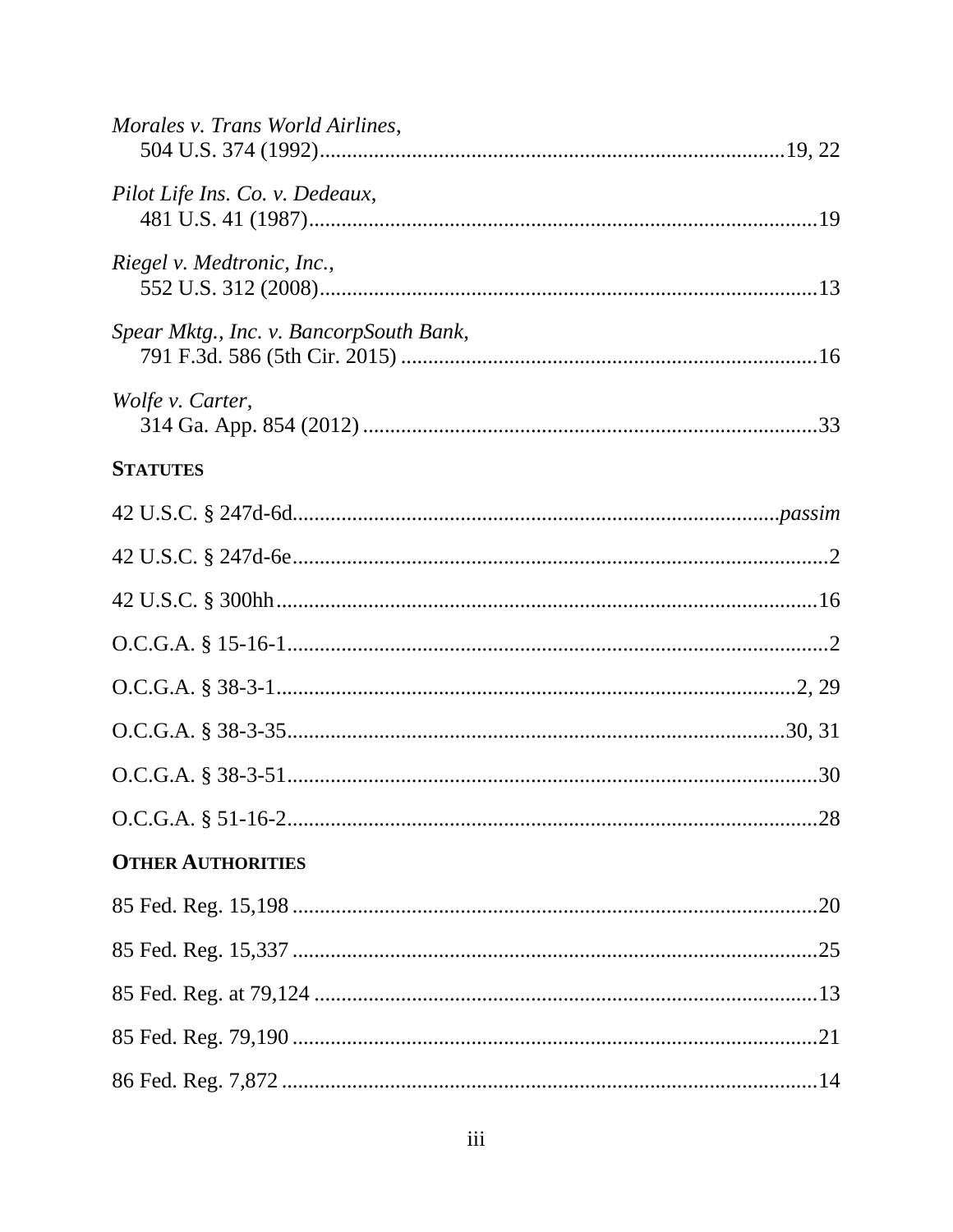*Morales v. Trans World Airlines*,
504 U.S. 374 (1992) .......................................................................................19, 22

*Pilot Life Ins. Co. v. Dedeaux*,
481 U.S. 41 (1987) ...............................................................................................19

*Riegel v. Medtronic, Inc.*,
552 U.S. 312 (2008) .............................................................................................13

*Spear Mktg., Inc. v. BancorpSouth Bank*,
791 F.3d. 586 (5th Cir. 2015) ..............................................................................16

*Wolfe v. Carter*,
314 Ga. App. 854 (2012) .....................................................................................33

**STATUTES**

42 U.S.C. § 247d-6d.......................................................................................... *passim*

42 U.S.C. § 247d-6e...................................................................................................2

42 U.S.C. § 300hh ...................................................................................................16

O.C.G.A. § 15-16-1...................................................................................................2

O.C.G.A. § 38-3-1...............................................................................................2, 29

O.C.G.A. § 38-3-35..........................................................................................30, 31

O.C.G.A. § 38-3-51.................................................................................................30

O.C.G.A. § 51-16-2.................................................................................................28

**OTHER AUTHORITIES**

85 Fed. Reg. 15,198 .................................................................................................20

85 Fed. Reg. 15,337 .................................................................................................25

85 Fed. Reg. at 79,124 .............................................................................................13

85 Fed. Reg. 79,190 .................................................................................................21

86 Fed. Reg. 7,872 ...................................................................................................14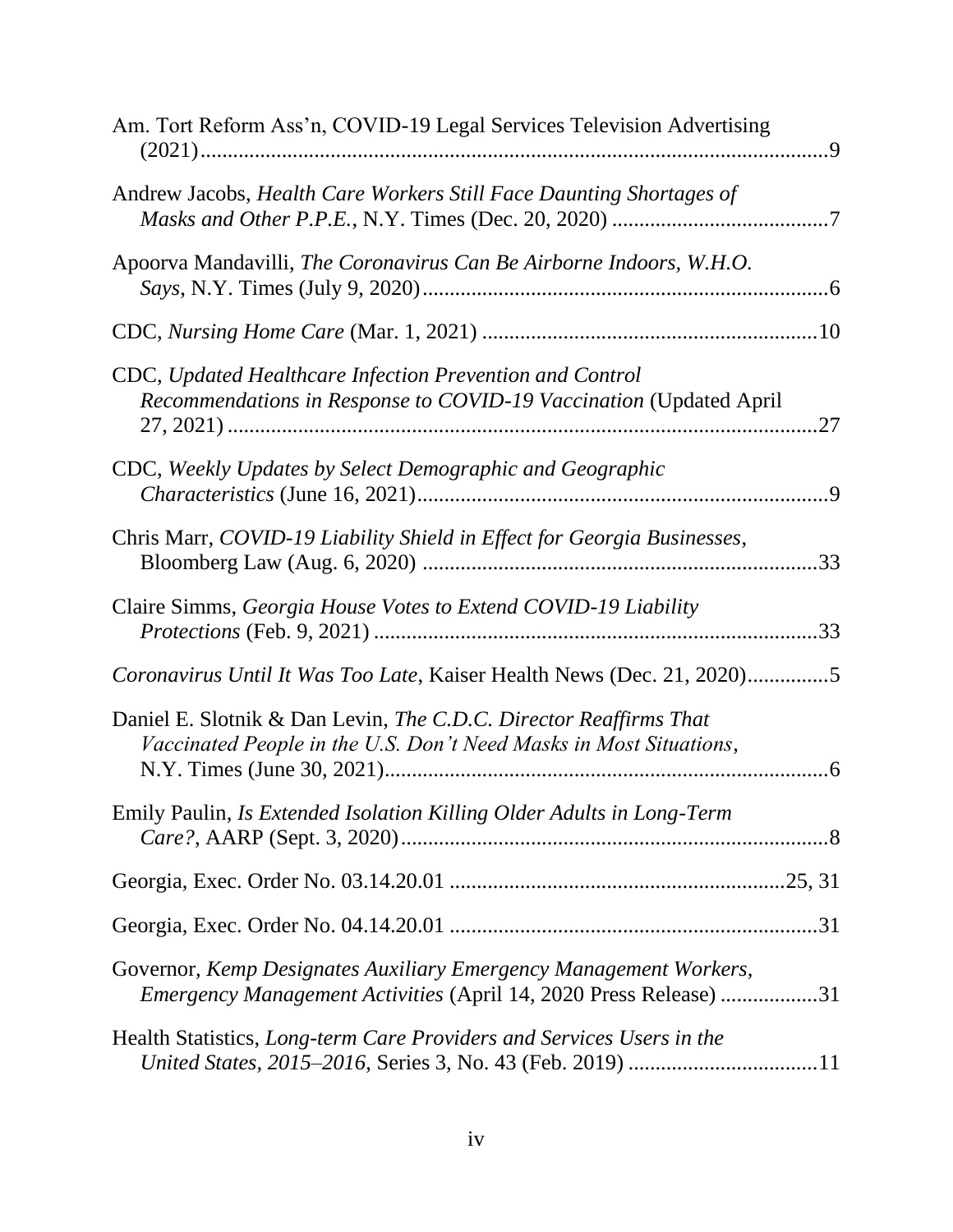Am. Tort Reform Ass'n, COVID-19 Legal Services Television Advertising (2021) .....9

Andrew Jacobs, *Health Care Workers Still Face Daunting Shortages of Masks and Other P.P.E.*, N.Y. Times (Dec. 20, 2020) .....7

Apoorva Mandavilli, *The Coronavirus Can Be Airborne Indoors, W.H.O. Says*, N.Y. Times (July 9, 2020) .....6

CDC, *Nursing Home Care* (Mar. 1, 2021) .....10

CDC, *Updated Healthcare Infection Prevention and Control Recommendations in Response to COVID-19 Vaccination* (Updated April 27, 2021) .....27

CDC, *Weekly Updates by Select Demographic and Geographic Characteristics* (June 16, 2021) .....9

Chris Marr, *COVID-19 Liability Shield in Effect for Georgia Businesses*, Bloomberg Law (Aug. 6, 2020) .....33

Claire Simms, *Georgia House Votes to Extend COVID-19 Liability Protections* (Feb. 9, 2021) .....33

*Coronavirus Until It Was Too Late*, Kaiser Health News (Dec. 21, 2020) .....5

Daniel E. Slotnik & Dan Levin, *The C.D.C. Director Reaffirms That Vaccinated People in the U.S. Don't Need Masks in Most Situations*, N.Y. Times (June 30, 2021) .....6

Emily Paulin, *Is Extended Isolation Killing Older Adults in Long-Term Care?*, AARP (Sept. 3, 2020) .....8

Georgia, Exec. Order No. 03.14.20.01 .....25, 31

Georgia, Exec. Order No. 04.14.20.01 .....31

Governor, *Kemp Designates Auxiliary Emergency Management Workers, Emergency Management Activities* (April 14, 2020 Press Release) .....31

Health Statistics, *Long-term Care Providers and Services Users in the United States, 2015–2016*, Series 3, No. 43 (Feb. 2019) .....11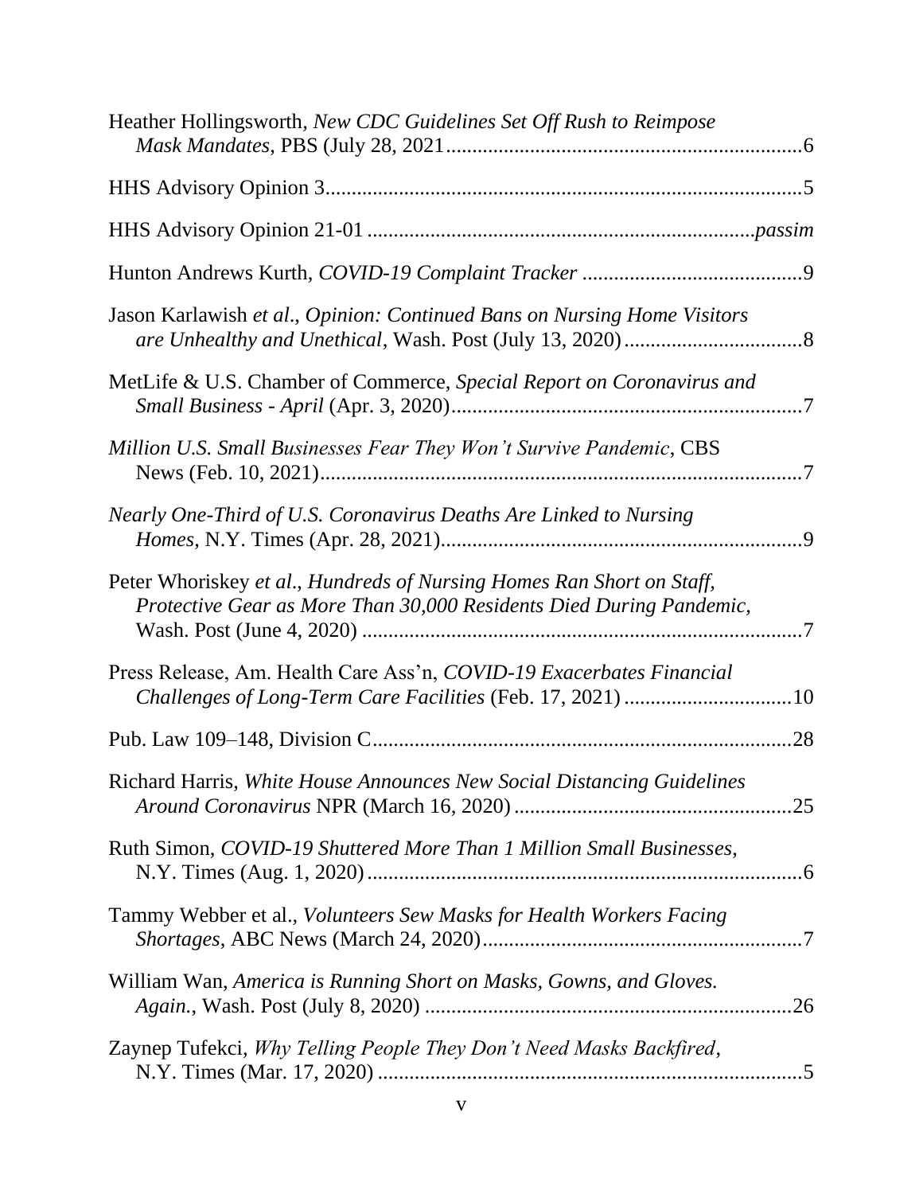Heather Hollingsworth, *New CDC Guidelines Set Off Rush to Reimpose Mask Mandates*, PBS (July 28, 2021 .................................................................... 6

HHS Advisory Opinion 3 .......................................................................................... 5

HHS Advisory Opinion 21-01 ........................................................................ *passim*

Hunton Andrews Kurth, *COVID-19 Complaint Tracker* .......................................... 9

Jason Karlawish *et al.*, *Opinion: Continued Bans on Nursing Home Visitors are Unhealthy and Unethical*, Wash. Post (July 13, 2020) .................................. 8

MetLife & U.S. Chamber of Commerce, *Special Report on Coronavirus and Small Business - April* (Apr. 3, 2020) ................................................................... 7

*Million U.S. Small Businesses Fear They Won't Survive Pandemic*, CBS News (Feb. 10, 2021) ............................................................................................ 7

*Nearly One-Third of U.S. Coronavirus Deaths Are Linked to Nursing Homes*, N.Y. Times (Apr. 28, 2021) ..................................................................... 9

Peter Whoriskey *et al.*, *Hundreds of Nursing Homes Ran Short on Staff, Protective Gear as More Than 30,000 Residents Died During Pandemic,* Wash. Post (June 4, 2020) .................................................................................... 7

Press Release, Am. Health Care Ass'n, *COVID-19 Exacerbates Financial Challenges of Long-Term Care Facilities* (Feb. 17, 2021) ................................ 10

Pub. Law 109–148, Division C ................................................................................ 28

Richard Harris, *White House Announces New Social Distancing Guidelines Around Coronavirus* NPR (March 16, 2020) ..................................................... 25

Ruth Simon, *COVID-19 Shuttered More Than 1 Million Small Businesses*, N.Y. Times (Aug. 1, 2020) .................................................................................. 6

Tammy Webber et al., *Volunteers Sew Masks for Health Workers Facing Shortages*, ABC News (March 24, 2020) ............................................................. 7

William Wan, *America is Running Short on Masks, Gowns, and Gloves. Again.*, Wash. Post (July 8, 2020) ...................................................................... 26

Zaynep Tufekci, *Why Telling People They Don't Need Masks Backfired*, N.Y. Times (Mar. 17, 2020) ................................................................................ 5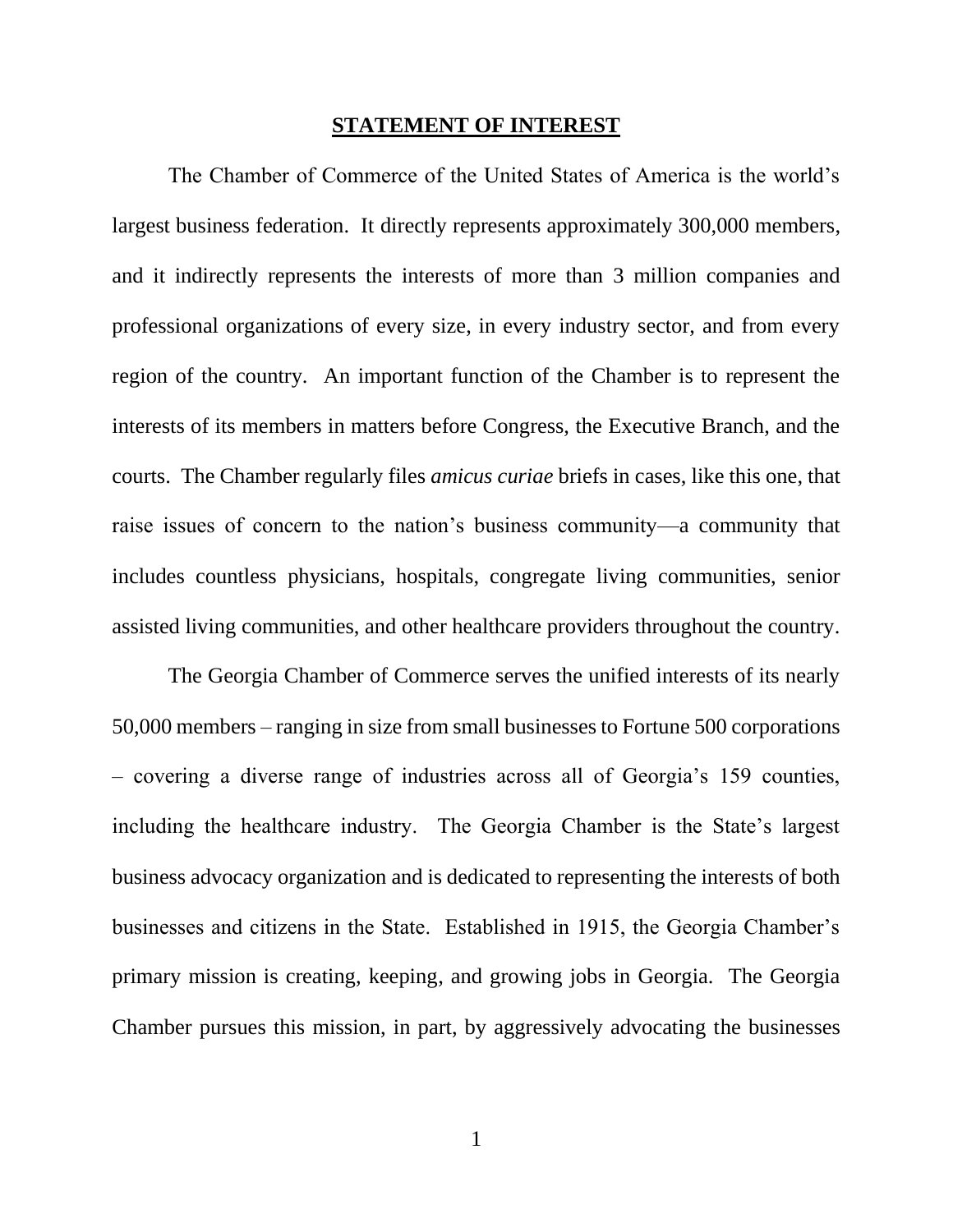## STATEMENT OF INTEREST

The Chamber of Commerce of the United States of America is the world's largest business federation. It directly represents approximately 300,000 members, and it indirectly represents the interests of more than 3 million companies and professional organizations of every size, in every industry sector, and from every region of the country. An important function of the Chamber is to represent the interests of its members in matters before Congress, the Executive Branch, and the courts. The Chamber regularly files *amicus curiae* briefs in cases, like this one, that raise issues of concern to the nation's business community—a community that includes countless physicians, hospitals, congregate living communities, senior assisted living communities, and other healthcare providers throughout the country.

The Georgia Chamber of Commerce serves the unified interests of its nearly 50,000 members – ranging in size from small businesses to Fortune 500 corporations – covering a diverse range of industries across all of Georgia's 159 counties, including the healthcare industry. The Georgia Chamber is the State's largest business advocacy organization and is dedicated to representing the interests of both businesses and citizens in the State. Established in 1915, the Georgia Chamber's primary mission is creating, keeping, and growing jobs in Georgia. The Georgia Chamber pursues this mission, in part, by aggressively advocating the businesses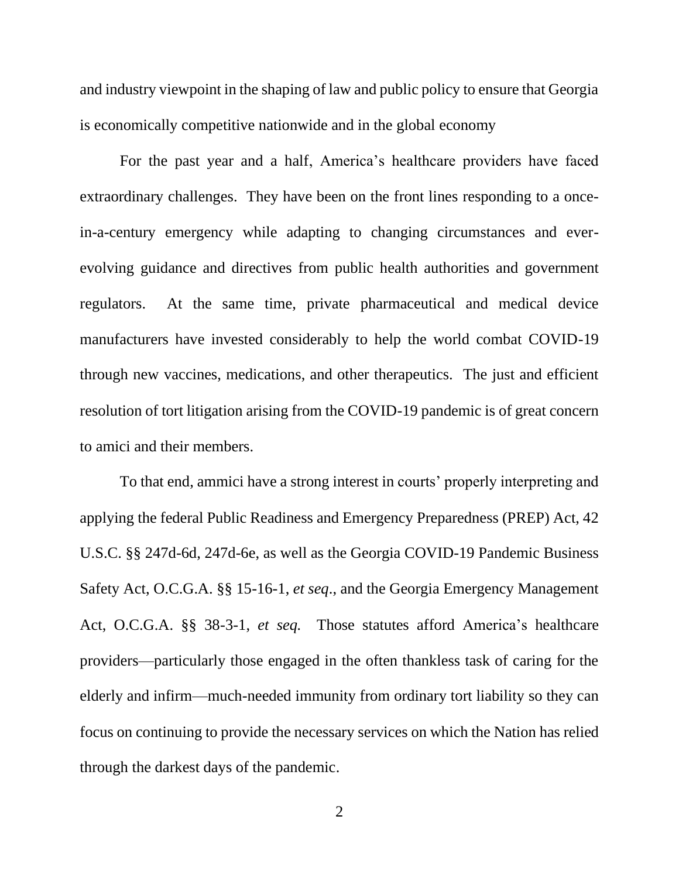and industry viewpoint in the shaping of law and public policy to ensure that Georgia is economically competitive nationwide and in the global economy

For the past year and a half, America's healthcare providers have faced extraordinary challenges. They have been on the front lines responding to a once-in-a-century emergency while adapting to changing circumstances and ever-evolving guidance and directives from public health authorities and government regulators. At the same time, private pharmaceutical and medical device manufacturers have invested considerably to help the world combat COVID-19 through new vaccines, medications, and other therapeutics. The just and efficient resolution of tort litigation arising from the COVID-19 pandemic is of great concern to amici and their members.

To that end, ammici have a strong interest in courts' properly interpreting and applying the federal Public Readiness and Emergency Preparedness (PREP) Act, 42 U.S.C. §§ 247d-6d, 247d-6e, as well as the Georgia COVID-19 Pandemic Business Safety Act, O.C.G.A. §§ 15-16-1, *et seq*., and the Georgia Emergency Management Act, O.C.G.A. §§ 38-3-1, *et seq.* Those statutes afford America's healthcare providers—particularly those engaged in the often thankless task of caring for the elderly and infirm—much-needed immunity from ordinary tort liability so they can focus on continuing to provide the necessary services on which the Nation has relied through the darkest days of the pandemic.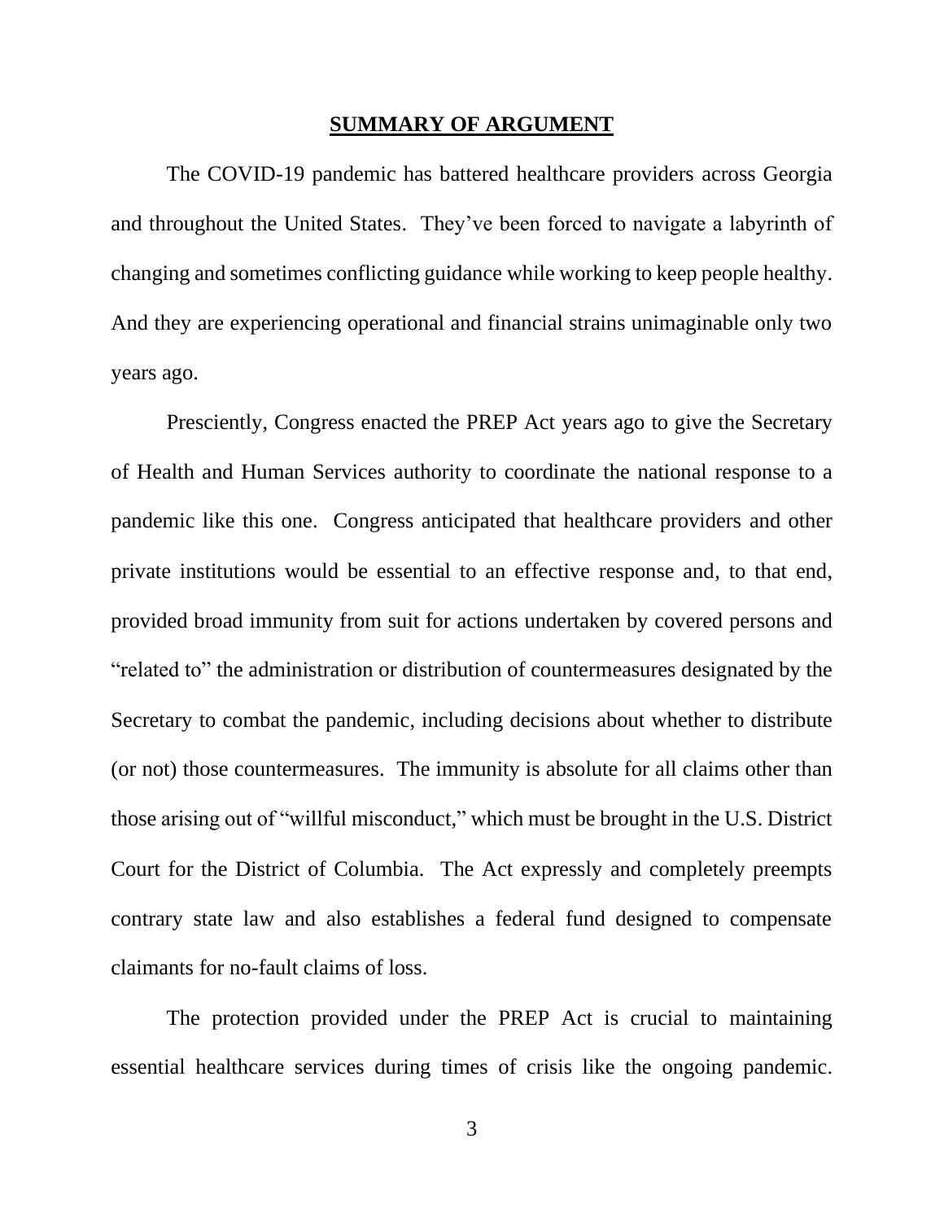## SUMMARY OF ARGUMENT

The COVID-19 pandemic has battered healthcare providers across Georgia and throughout the United States. They've been forced to navigate a labyrinth of changing and sometimes conflicting guidance while working to keep people healthy. And they are experiencing operational and financial strains unimaginable only two years ago.

Presciently, Congress enacted the PREP Act years ago to give the Secretary of Health and Human Services authority to coordinate the national response to a pandemic like this one. Congress anticipated that healthcare providers and other private institutions would be essential to an effective response and, to that end, provided broad immunity from suit for actions undertaken by covered persons and "related to" the administration or distribution of countermeasures designated by the Secretary to combat the pandemic, including decisions about whether to distribute (or not) those countermeasures. The immunity is absolute for all claims other than those arising out of "willful misconduct," which must be brought in the U.S. District Court for the District of Columbia. The Act expressly and completely preempts contrary state law and also establishes a federal fund designed to compensate claimants for no-fault claims of loss.

The protection provided under the PREP Act is crucial to maintaining essential healthcare services during times of crisis like the ongoing pandemic.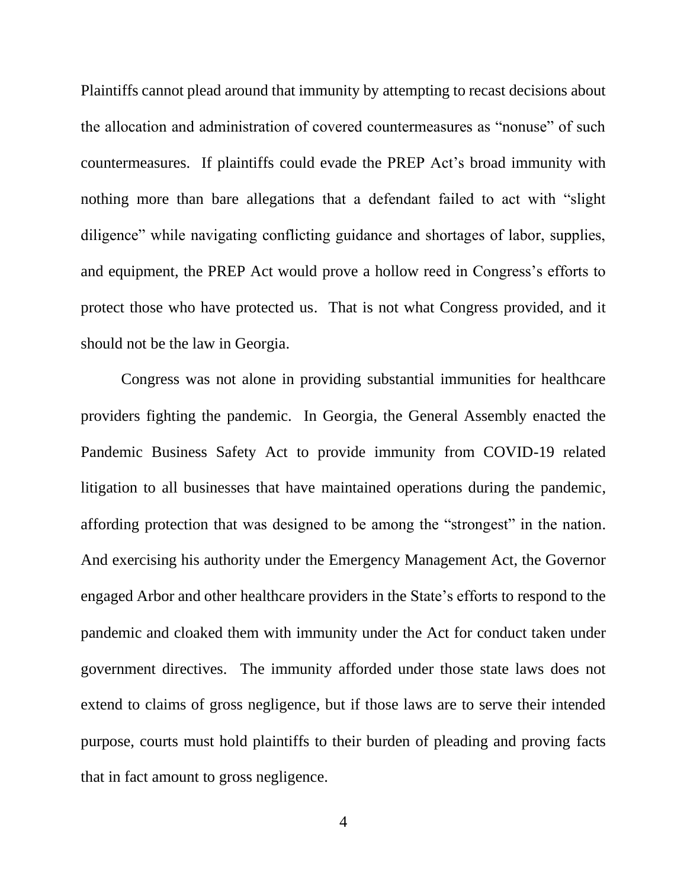Plaintiffs cannot plead around that immunity by attempting to recast decisions about the allocation and administration of covered countermeasures as "nonuse" of such countermeasures. If plaintiffs could evade the PREP Act's broad immunity with nothing more than bare allegations that a defendant failed to act with "slight diligence" while navigating conflicting guidance and shortages of labor, supplies, and equipment, the PREP Act would prove a hollow reed in Congress's efforts to protect those who have protected us. That is not what Congress provided, and it should not be the law in Georgia.

Congress was not alone in providing substantial immunities for healthcare providers fighting the pandemic. In Georgia, the General Assembly enacted the Pandemic Business Safety Act to provide immunity from COVID-19 related litigation to all businesses that have maintained operations during the pandemic, affording protection that was designed to be among the "strongest" in the nation. And exercising his authority under the Emergency Management Act, the Governor engaged Arbor and other healthcare providers in the State's efforts to respond to the pandemic and cloaked them with immunity under the Act for conduct taken under government directives. The immunity afforded under those state laws does not extend to claims of gross negligence, but if those laws are to serve their intended purpose, courts must hold plaintiffs to their burden of pleading and proving facts that in fact amount to gross negligence.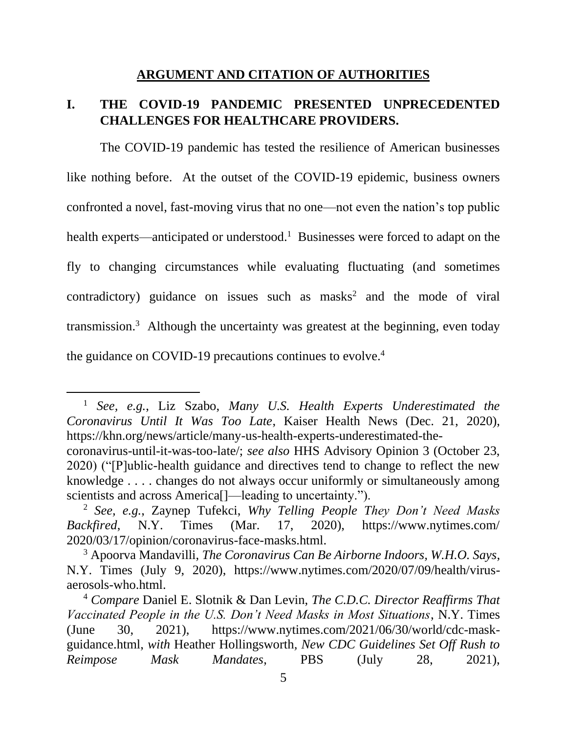## ARGUMENT AND CITATION OF AUTHORITIES

### I. THE COVID-19 PANDEMIC PRESENTED UNPRECEDENTED CHALLENGES FOR HEALTHCARE PROVIDERS.

The COVID-19 pandemic has tested the resilience of American businesses like nothing before. At the outset of the COVID-19 epidemic, business owners confronted a novel, fast-moving virus that no one—not even the nation's top public health experts—anticipated or understood.[1] Businesses were forced to adapt on the fly to changing circumstances while evaluating fluctuating (and sometimes contradictory) guidance on issues such as masks[2] and the mode of viral transmission.[3] Although the uncertainty was greatest at the beginning, even today the guidance on COVID-19 precautions continues to evolve.[4]

---

[1] *See, e.g.*, Liz Szabo, *Many U.S. Health Experts Underestimated the Coronavirus Until It Was Too Late*, Kaiser Health News (Dec. 21, 2020), https://khn.org/news/article/many-us-health-experts-underestimated-the-coronavirus-until-it-was-too-late/; *see also* HHS Advisory Opinion 3 (October 23, 2020) ("[P]ublic-health guidance and directives tend to change to reflect the new knowledge . . . . changes do not always occur uniformly or simultaneously among scientists and across America[]—leading to uncertainty.").

[2] *See, e.g.*, Zaynep Tufekci, *Why Telling People They Don't Need Masks Backfired*, N.Y. Times (Mar. 17, 2020), https://www.nytimes.com/2020/03/17/opinion/coronavirus-face-masks.html.

[3] Apoorva Mandavilli, *The Coronavirus Can Be Airborne Indoors, W.H.O. Says*, N.Y. Times (July 9, 2020), https://www.nytimes.com/2020/07/09/health/virus-aerosols-who.html.

[4] *Compare* Daniel E. Slotnik & Dan Levin, *The C.D.C. Director Reaffirms That Vaccinated People in the U.S. Don't Need Masks in Most Situations*, N.Y. Times (June 30, 2021), https://www.nytimes.com/2021/06/30/world/cdc-mask-guidance.html, *with* Heather Hollingsworth, *New CDC Guidelines Set Off Rush to Reimpose Mask Mandates*, PBS (July 28, 2021),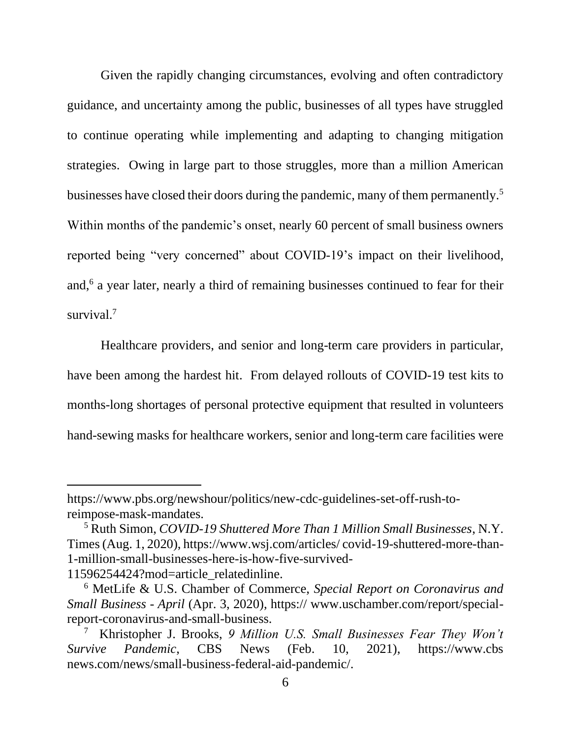Given the rapidly changing circumstances, evolving and often contradictory guidance, and uncertainty among the public, businesses of all types have struggled to continue operating while implementing and adapting to changing mitigation strategies. Owing in large part to those struggles, more than a million American businesses have closed their doors during the pandemic, many of them permanently.[5] Within months of the pandemic's onset, nearly 60 percent of small business owners reported being "very concerned" about COVID-19's impact on their livelihood, and,[6] a year later, nearly a third of remaining businesses continued to fear for their survival.[7]

Healthcare providers, and senior and long-term care providers in particular, have been among the hardest hit. From delayed rollouts of COVID-19 test kits to months-long shortages of personal protective equipment that resulted in volunteers hand-sewing masks for healthcare workers, senior and long-term care facilities were

---

https://www.pbs.org/newshour/politics/new-cdc-guidelines-set-off-rush-to-reimpose-mask-mandates.

[5] Ruth Simon, *COVID-19 Shuttered More Than 1 Million Small Businesses*, N.Y. Times (Aug. 1, 2020), https://www.wsj.com/articles/ covid-19-shuttered-more-than-1-million-small-businesses-here-is-how-five-survived-11596254424?mod=article_relatedinline.

[6] MetLife & U.S. Chamber of Commerce, *Special Report on Coronavirus and Small Business - April* (Apr. 3, 2020), https:// www.uschamber.com/report/special-report-coronavirus-and-small-business.

[7] Khristopher J. Brooks, *9 Million U.S. Small Businesses Fear They Won't Survive Pandemic*, CBS News (Feb. 10, 2021), https://www.cbs news.com/news/small-business-federal-aid-pandemic/.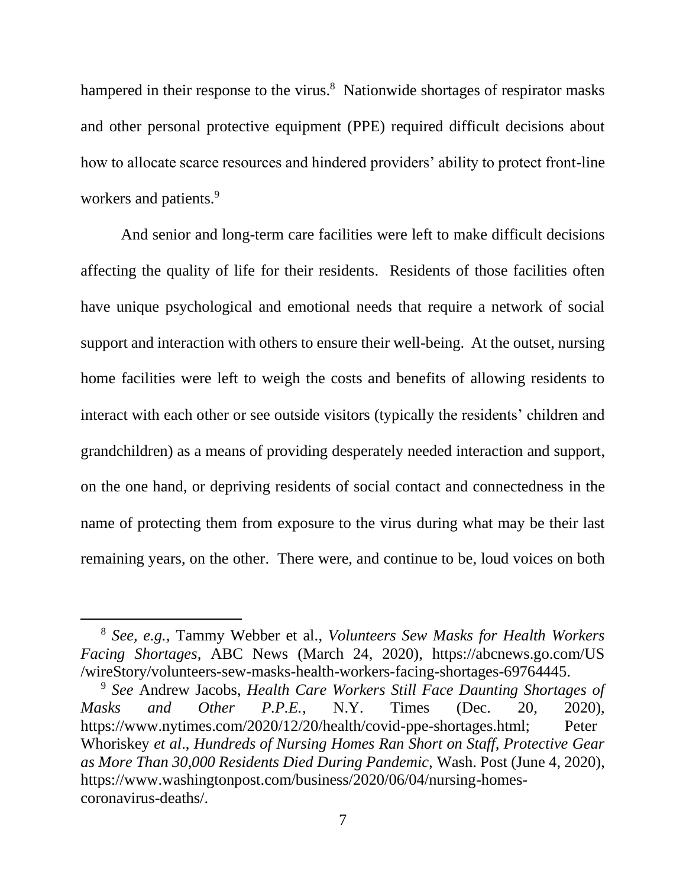hampered in their response to the virus.[8] Nationwide shortages of respirator masks and other personal protective equipment (PPE) required difficult decisions about how to allocate scarce resources and hindered providers' ability to protect front-line workers and patients.[9]

And senior and long-term care facilities were left to make difficult decisions affecting the quality of life for their residents. Residents of those facilities often have unique psychological and emotional needs that require a network of social support and interaction with others to ensure their well-being. At the outset, nursing home facilities were left to weigh the costs and benefits of allowing residents to interact with each other or see outside visitors (typically the residents' children and grandchildren) as a means of providing desperately needed interaction and support, on the one hand, or depriving residents of social contact and connectedness in the name of protecting them from exposure to the virus during what may be their last remaining years, on the other. There were, and continue to be, loud voices on both

---

[8] *See, e.g.*, Tammy Webber et al., *Volunteers Sew Masks for Health Workers Facing Shortages*, ABC News (March 24, 2020), https://abcnews.go.com/US/wireStory/volunteers-sew-masks-health-workers-facing-shortages-69764445.

[9] *See* Andrew Jacobs, *Health Care Workers Still Face Daunting Shortages of Masks and Other P.P.E.*, N.Y. Times (Dec. 20, 2020), https://www.nytimes.com/2020/12/20/health/covid-ppe-shortages.html; Peter Whoriskey *et al*., *Hundreds of Nursing Homes Ran Short on Staff, Protective Gear as More Than 30,000 Residents Died During Pandemic*, Wash. Post (June 4, 2020), https://www.washingtonpost.com/business/2020/06/04/nursing-homes-coronavirus-deaths/.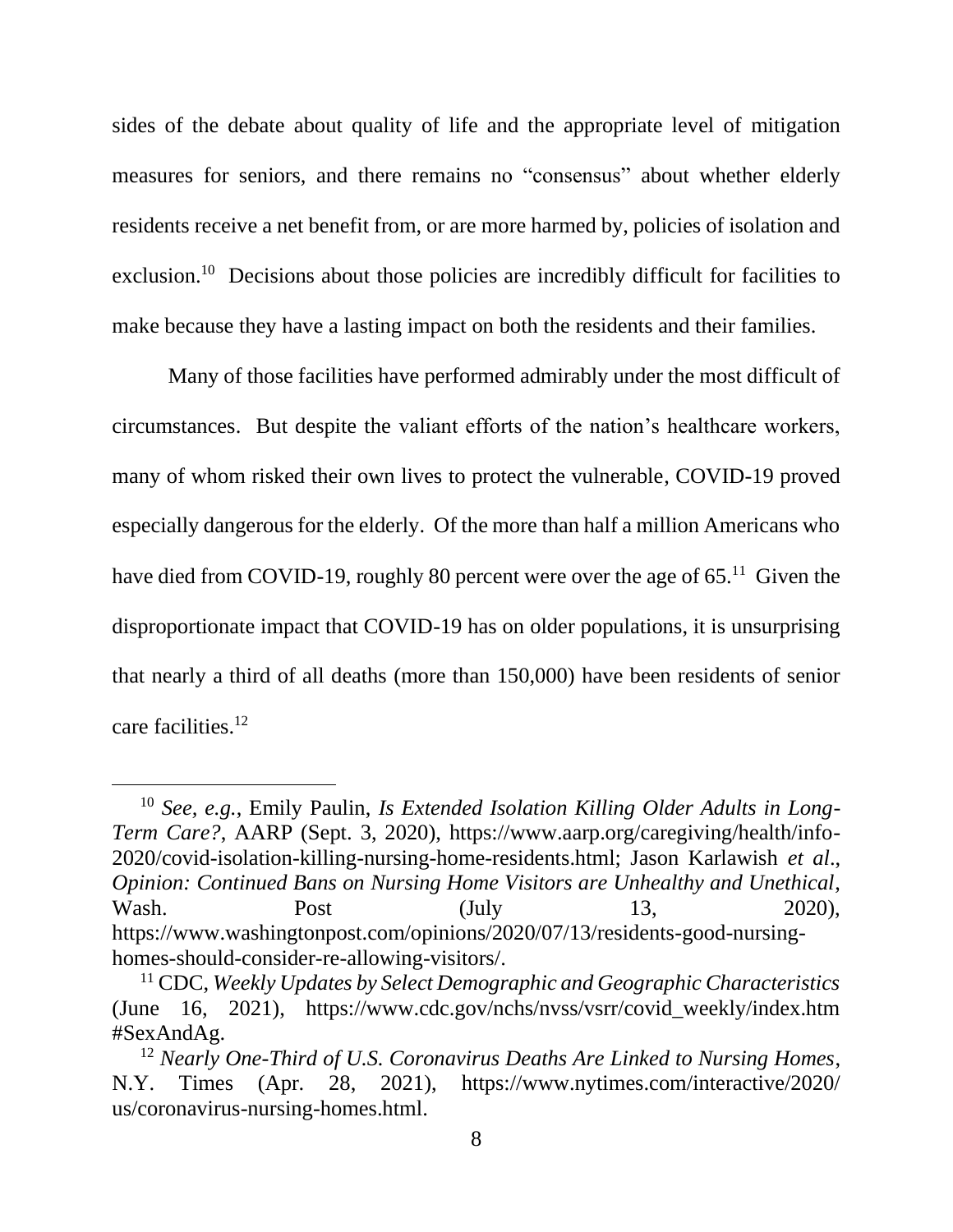sides of the debate about quality of life and the appropriate level of mitigation measures for seniors, and there remains no "consensus" about whether elderly residents receive a net benefit from, or are more harmed by, policies of isolation and exclusion.[10] Decisions about those policies are incredibly difficult for facilities to make because they have a lasting impact on both the residents and their families.

Many of those facilities have performed admirably under the most difficult of circumstances. But despite the valiant efforts of the nation's healthcare workers, many of whom risked their own lives to protect the vulnerable, COVID-19 proved especially dangerous for the elderly. Of the more than half a million Americans who have died from COVID-19, roughly 80 percent were over the age of 65.[11] Given the disproportionate impact that COVID-19 has on older populations, it is unsurprising that nearly a third of all deaths (more than 150,000) have been residents of senior care facilities.[12]

---

[10] *See, e.g.*, Emily Paulin, *Is Extended Isolation Killing Older Adults in Long-Term Care?*, AARP (Sept. 3, 2020), https://www.aarp.org/caregiving/health/info-2020/covid-isolation-killing-nursing-home-residents.html; Jason Karlawish *et al*., *Opinion: Continued Bans on Nursing Home Visitors are Unhealthy and Unethical*, Wash. Post (July 13, 2020), https://www.washingtonpost.com/opinions/2020/07/13/residents-good-nursing-homes-should-consider-re-allowing-visitors/.

[11] CDC, *Weekly Updates by Select Demographic and Geographic Characteristics* (June 16, 2021), https://www.cdc.gov/nchs/nvss/vsrr/covid_weekly/index.htm#SexAndAg.

[12] *Nearly One-Third of U.S. Coronavirus Deaths Are Linked to Nursing Homes*, N.Y. Times (Apr. 28, 2021), https://www.nytimes.com/interactive/2020/us/coronavirus-nursing-homes.html.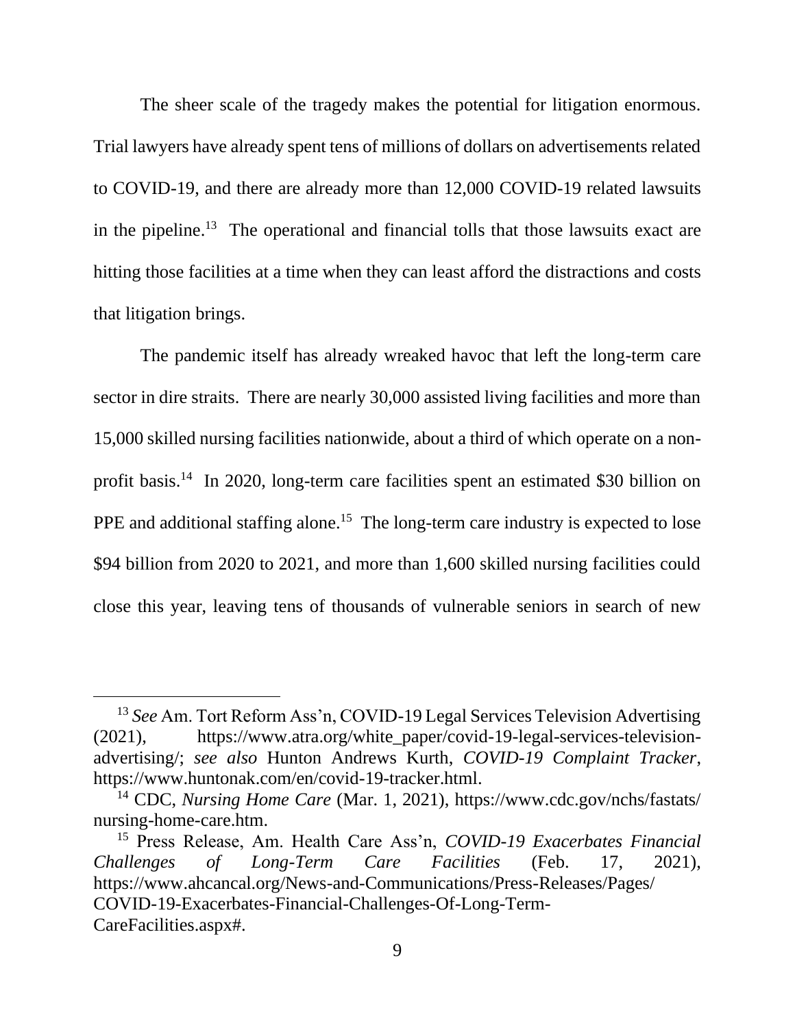The sheer scale of the tragedy makes the potential for litigation enormous. Trial lawyers have already spent tens of millions of dollars on advertisements related to COVID-19, and there are already more than 12,000 COVID-19 related lawsuits in the pipeline.[13] The operational and financial tolls that those lawsuits exact are hitting those facilities at a time when they can least afford the distractions and costs that litigation brings.

The pandemic itself has already wreaked havoc that left the long-term care sector in dire straits. There are nearly 30,000 assisted living facilities and more than 15,000 skilled nursing facilities nationwide, about a third of which operate on a non-profit basis.[14] In 2020, long-term care facilities spent an estimated $30 billion on PPE and additional staffing alone.[15] The long-term care industry is expected to lose $94 billion from 2020 to 2021, and more than 1,600 skilled nursing facilities could close this year, leaving tens of thousands of vulnerable seniors in search of new

---

[13] *See* Am. Tort Reform Ass'n, COVID-19 Legal Services Television Advertising (2021), https://www.atra.org/white_paper/covid-19-legal-services-television-advertising/; *see also* Hunton Andrews Kurth, *COVID-19 Complaint Tracker*, https://www.huntonak.com/en/covid-19-tracker.html.

[14] CDC, *Nursing Home Care* (Mar. 1, 2021), https://www.cdc.gov/nchs/fastats/nursing-home-care.htm.

[15] Press Release, Am. Health Care Ass'n, *COVID-19 Exacerbates Financial Challenges of Long-Term Care Facilities* (Feb. 17, 2021), https://www.ahcancal.org/News-and-Communications/Press-Releases/Pages/COVID-19-Exacerbates-Financial-Challenges-Of-Long-Term-CareFacilities.aspx#.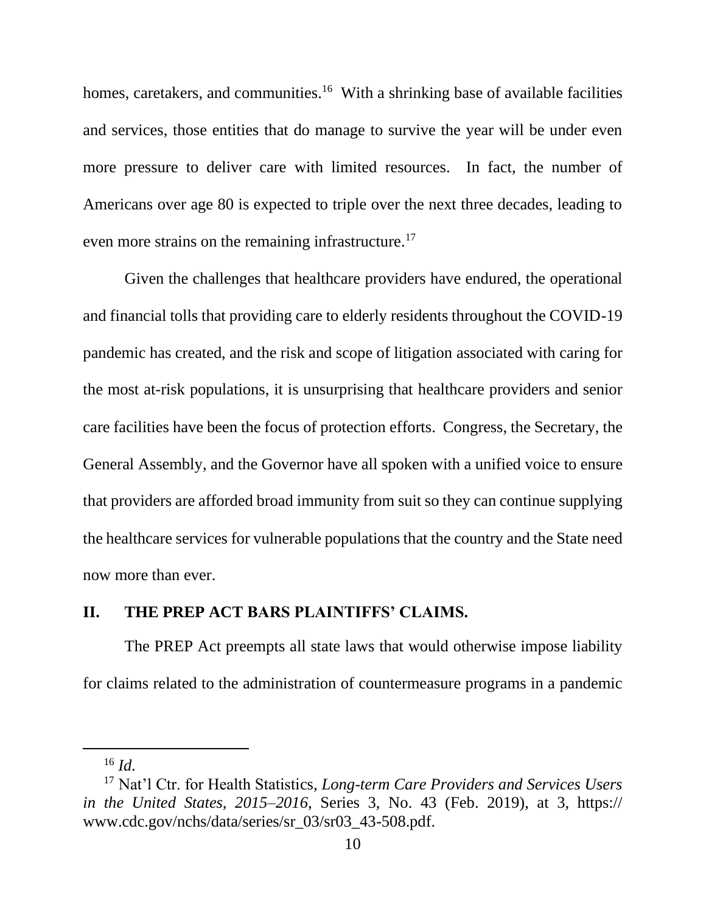homes, caretakers, and communities.[16] With a shrinking base of available facilities and services, those entities that do manage to survive the year will be under even more pressure to deliver care with limited resources. In fact, the number of Americans over age 80 is expected to triple over the next three decades, leading to even more strains on the remaining infrastructure.[17]

Given the challenges that healthcare providers have endured, the operational and financial tolls that providing care to elderly residents throughout the COVID-19 pandemic has created, and the risk and scope of litigation associated with caring for the most at-risk populations, it is unsurprising that healthcare providers and senior care facilities have been the focus of protection efforts. Congress, the Secretary, the General Assembly, and the Governor have all spoken with a unified voice to ensure that providers are afforded broad immunity from suit so they can continue supplying the healthcare services for vulnerable populations that the country and the State need now more than ever.

## II. THE PREP ACT BARS PLAINTIFFS' CLAIMS.

The PREP Act preempts all state laws that would otherwise impose liability for claims related to the administration of countermeasure programs in a pandemic

---

[16] *Id.*

[17] Nat'l Ctr. for Health Statistics, *Long-term Care Providers and Services Users in the United States, 2015–2016*, Series 3, No. 43 (Feb. 2019), at 3, https://www.cdc.gov/nchs/data/series/sr_03/sr03_43-508.pdf.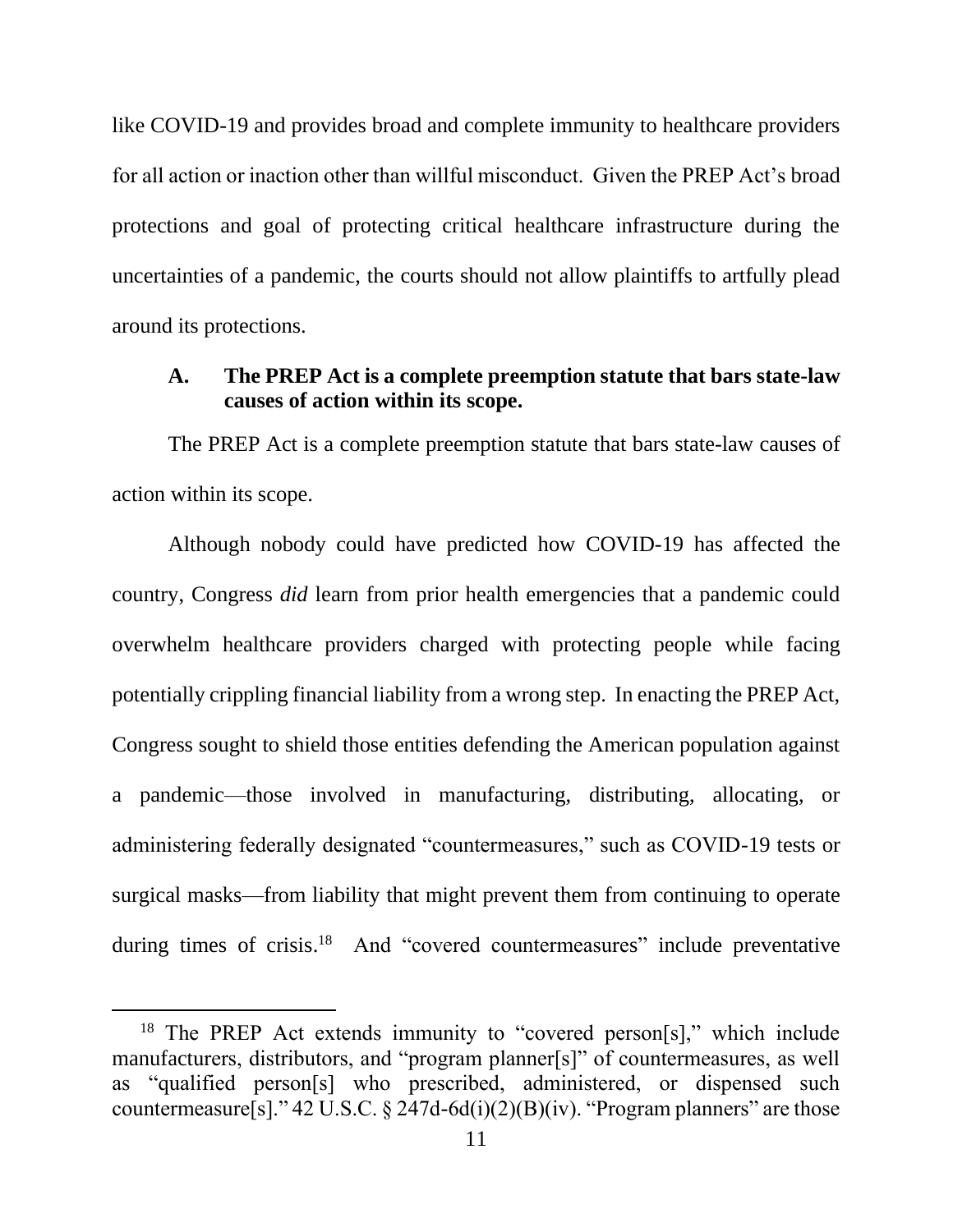like COVID-19 and provides broad and complete immunity to healthcare providers for all action or inaction other than willful misconduct. Given the PREP Act's broad protections and goal of protecting critical healthcare infrastructure during the uncertainties of a pandemic, the courts should not allow plaintiffs to artfully plead around its protections.

### A. The PREP Act is a complete preemption statute that bars state-law causes of action within its scope.

The PREP Act is a complete preemption statute that bars state-law causes of action within its scope.

Although nobody could have predicted how COVID-19 has affected the country, Congress *did* learn from prior health emergencies that a pandemic could overwhelm healthcare providers charged with protecting people while facing potentially crippling financial liability from a wrong step. In enacting the PREP Act, Congress sought to shield those entities defending the American population against a pandemic—those involved in manufacturing, distributing, allocating, or administering federally designated "countermeasures," such as COVID-19 tests or surgical masks—from liability that might prevent them from continuing to operate during times of crisis.[18] And "covered countermeasures" include preventative

---

[18] The PREP Act extends immunity to "covered person[s]," which include manufacturers, distributors, and "program planner[s]" of countermeasures, as well as "qualified person[s] who prescribed, administered, or dispensed such countermeasure[s]." 42 U.S.C. § 247d-6d(i)(2)(B)(iv). "Program planners" are those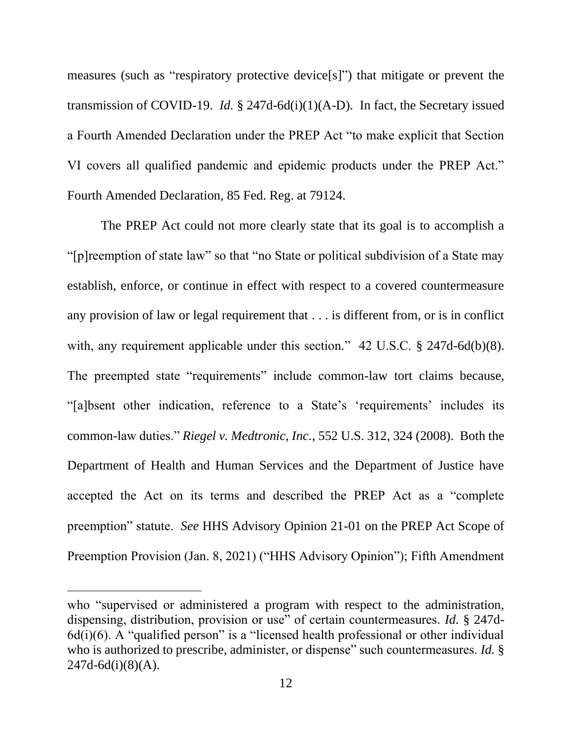measures (such as "respiratory protective device[s]") that mitigate or prevent the transmission of COVID-19. *Id.* § 247d-6d(i)(1)(A-D). In fact, the Secretary issued a Fourth Amended Declaration under the PREP Act "to make explicit that Section VI covers all qualified pandemic and epidemic products under the PREP Act." Fourth Amended Declaration, 85 Fed. Reg. at 79124.

The PREP Act could not more clearly state that its goal is to accomplish a "[p]reemption of state law" so that "no State or political subdivision of a State may establish, enforce, or continue in effect with respect to a covered countermeasure any provision of law or legal requirement that . . . is different from, or is in conflict with, any requirement applicable under this section." 42 U.S.C. § 247d-6d(b)(8). The preempted state "requirements" include common-law tort claims because, "[a]bsent other indication, reference to a State's 'requirements' includes its common-law duties." *Riegel v. Medtronic, Inc.*, 552 U.S. 312, 324 (2008). Both the Department of Health and Human Services and the Department of Justice have accepted the Act on its terms and described the PREP Act as a "complete preemption" statute. *See* HHS Advisory Opinion 21-01 on the PREP Act Scope of Preemption Provision (Jan. 8, 2021) ("HHS Advisory Opinion"); Fifth Amendment

---

who "supervised or administered a program with respect to the administration, dispensing, distribution, provision or use" of certain countermeasures. *Id.* § 247d-6d(i)(6). A "qualified person" is a "licensed health professional or other individual who is authorized to prescribe, administer, or dispense" such countermeasures. *Id.* § 247d-6d(i)(8)(A).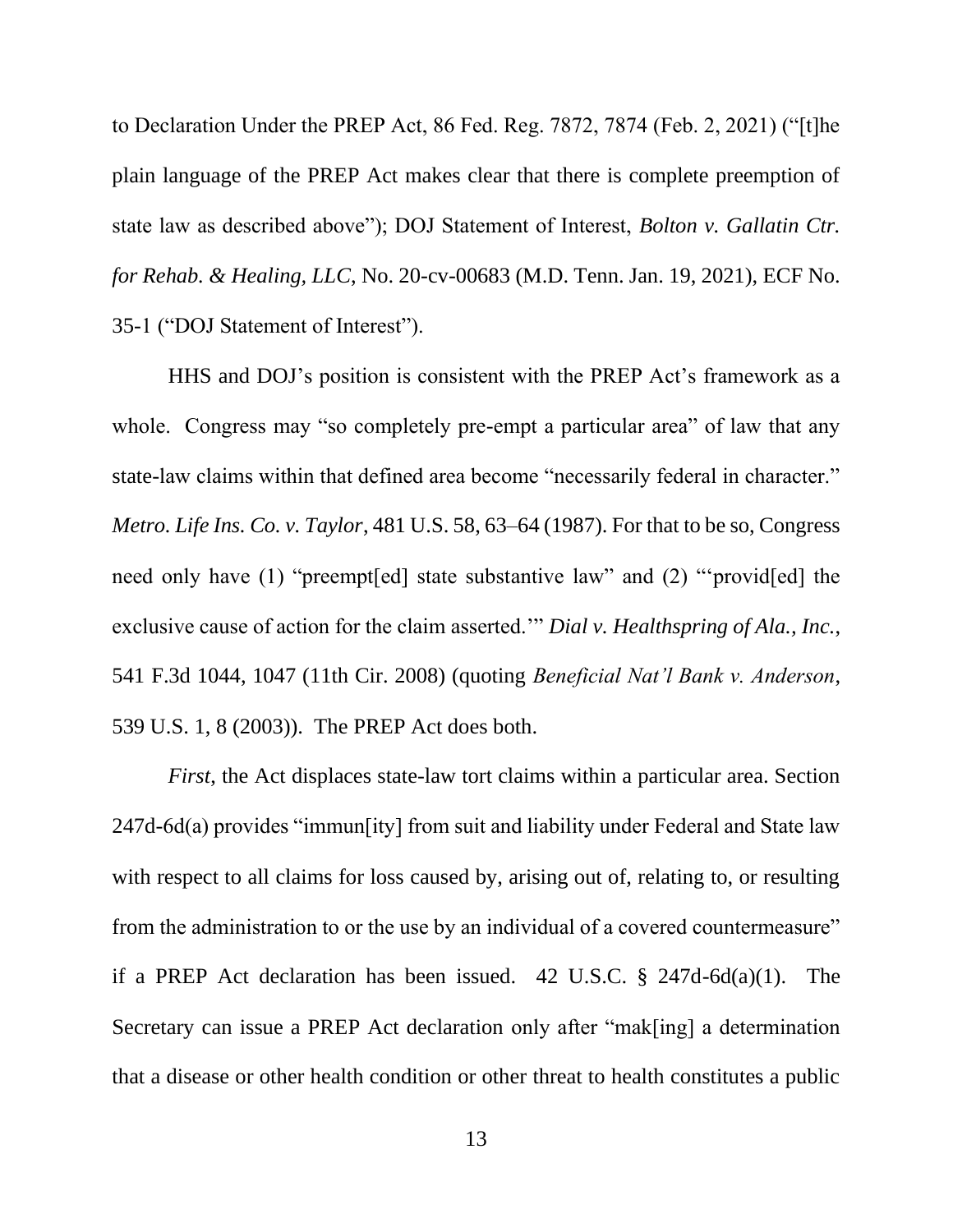to Declaration Under the PREP Act, 86 Fed. Reg. 7872, 7874 (Feb. 2, 2021) ("[t]he plain language of the PREP Act makes clear that there is complete preemption of state law as described above"); DOJ Statement of Interest, *Bolton v. Gallatin Ctr. for Rehab. & Healing, LLC*, No. 20-cv-00683 (M.D. Tenn. Jan. 19, 2021), ECF No. 35-1 ("DOJ Statement of Interest").

HHS and DOJ's position is consistent with the PREP Act's framework as a whole. Congress may "so completely pre-empt a particular area" of law that any state-law claims within that defined area become "necessarily federal in character." *Metro. Life Ins. Co. v. Taylor*, 481 U.S. 58, 63–64 (1987). For that to be so, Congress need only have (1) "preempt[ed] state substantive law" and (2) "'provid[ed] the exclusive cause of action for the claim asserted.'" *Dial v. Healthspring of Ala., Inc.*, 541 F.3d 1044, 1047 (11th Cir. 2008) (quoting *Beneficial Nat'l Bank v. Anderson*, 539 U.S. 1, 8 (2003)). The PREP Act does both.

*First*, the Act displaces state-law tort claims within a particular area. Section 247d-6d(a) provides "immun[ity] from suit and liability under Federal and State law with respect to all claims for loss caused by, arising out of, relating to, or resulting from the administration to or the use by an individual of a covered countermeasure" if a PREP Act declaration has been issued. 42 U.S.C. § 247d-6d(a)(1). The Secretary can issue a PREP Act declaration only after "mak[ing] a determination that a disease or other health condition or other threat to health constitutes a public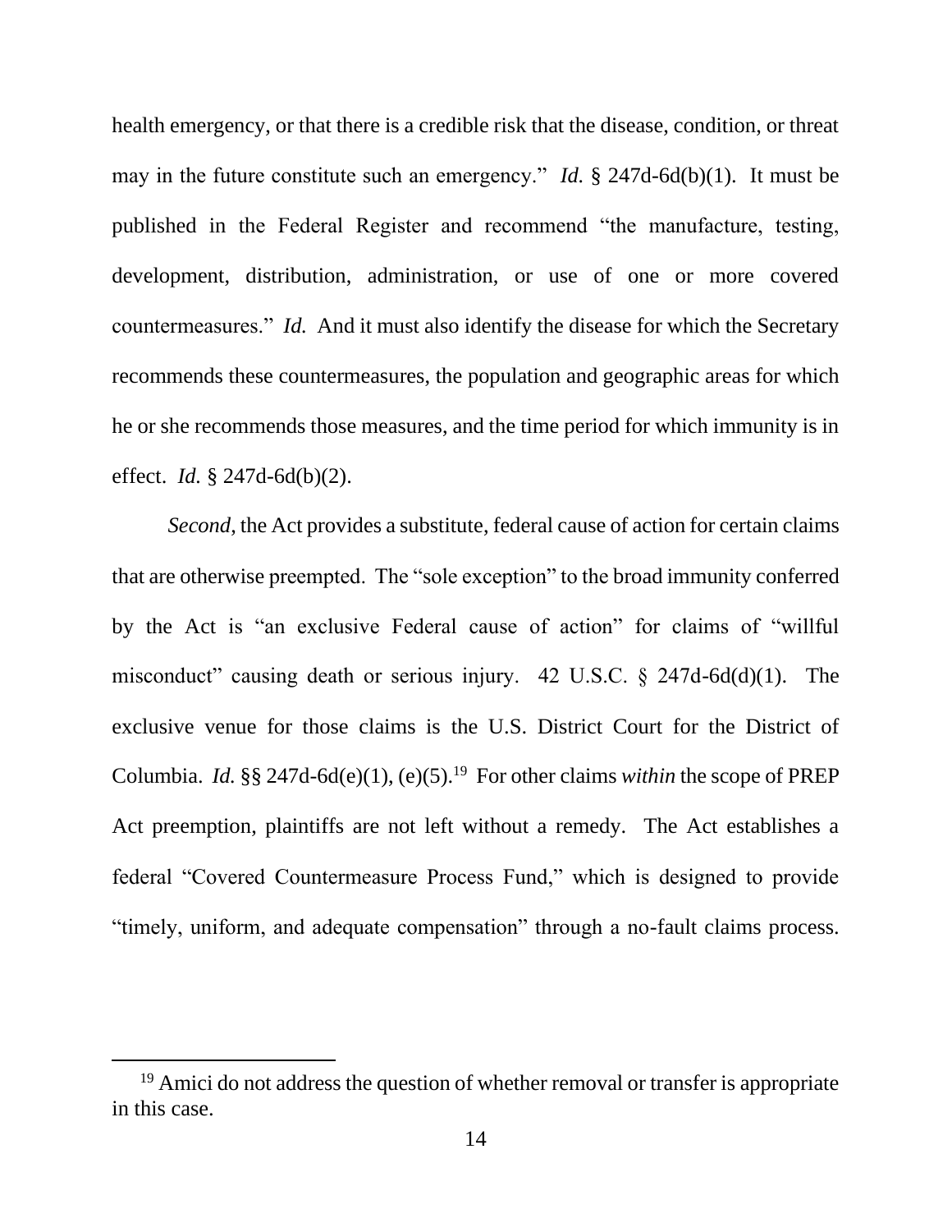health emergency, or that there is a credible risk that the disease, condition, or threat may in the future constitute such an emergency." *Id.* § 247d-6d(b)(1). It must be published in the Federal Register and recommend "the manufacture, testing, development, distribution, administration, or use of one or more covered countermeasures." *Id.* And it must also identify the disease for which the Secretary recommends these countermeasures, the population and geographic areas for which he or she recommends those measures, and the time period for which immunity is in effect. *Id.* § 247d-6d(b)(2).

*Second*, the Act provides a substitute, federal cause of action for certain claims that are otherwise preempted. The "sole exception" to the broad immunity conferred by the Act is "an exclusive Federal cause of action" for claims of "willful misconduct" causing death or serious injury. 42 U.S.C. § 247d-6d(d)(1). The exclusive venue for those claims is the U.S. District Court for the District of Columbia. *Id.* §§ 247d-6d(e)(1), (e)(5).[19] For other claims *within* the scope of PREP Act preemption, plaintiffs are not left without a remedy. The Act establishes a federal "Covered Countermeasure Process Fund," which is designed to provide "timely, uniform, and adequate compensation" through a no-fault claims process.

[19] Amici do not address the question of whether removal or transfer is appropriate in this case.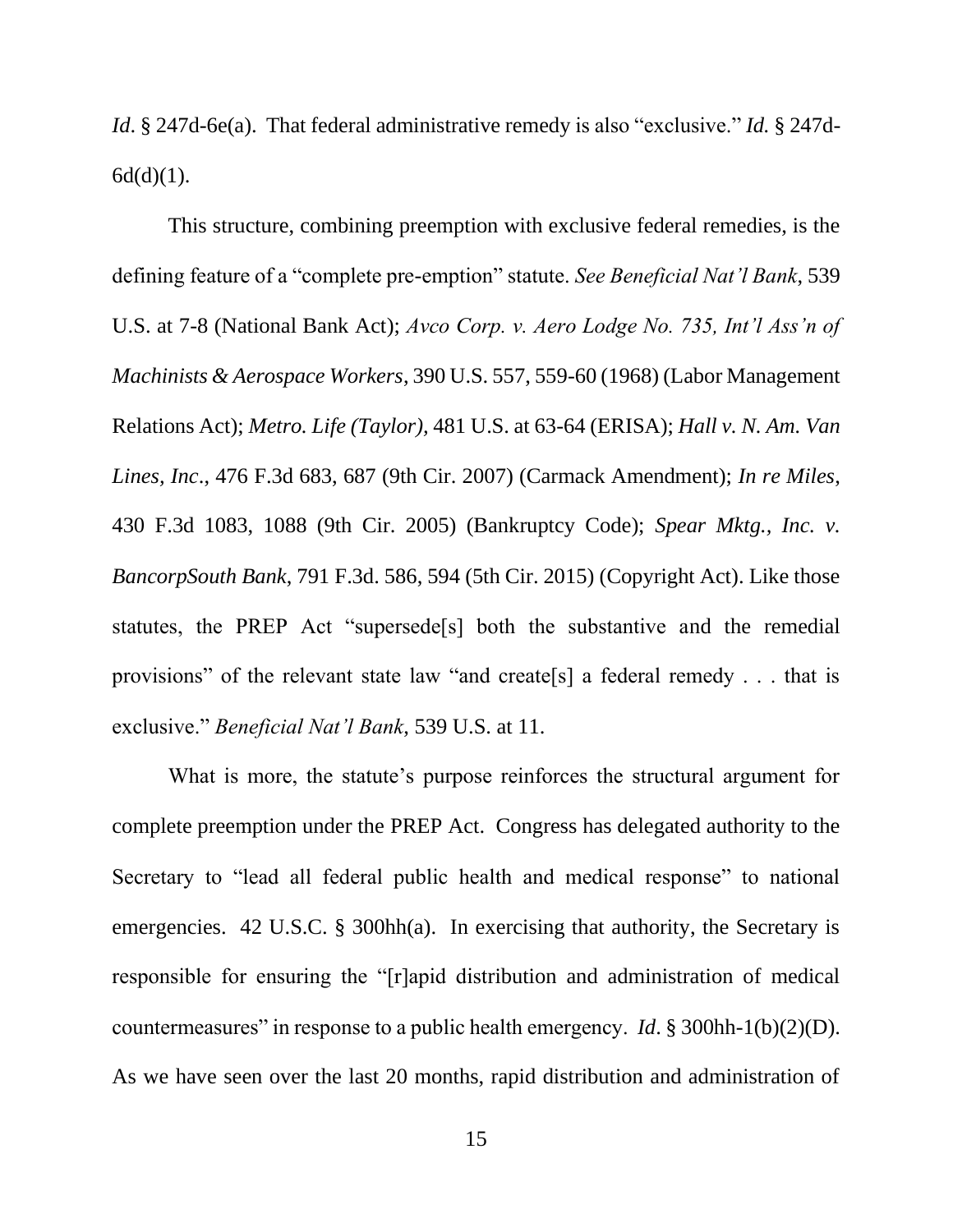*Id*. § 247d-6e(a). That federal administrative remedy is also "exclusive." *Id.* § 247d-6d(d)(1).

This structure, combining preemption with exclusive federal remedies, is the defining feature of a "complete pre-emption" statute. *See Beneficial Nat'l Bank*, 539 U.S. at 7-8 (National Bank Act); *Avco Corp. v. Aero Lodge No. 735, Int'l Ass'n of Machinists & Aerospace Workers*, 390 U.S. 557, 559-60 (1968) (Labor Management Relations Act); *Metro. Life (Taylor),* 481 U.S. at 63-64 (ERISA); *Hall v. N. Am. Van Lines, Inc*., 476 F.3d 683, 687 (9th Cir. 2007) (Carmack Amendment); *In re Miles*, 430 F.3d 1083, 1088 (9th Cir. 2005) (Bankruptcy Code); *Spear Mktg., Inc. v. BancorpSouth Bank*, 791 F.3d. 586, 594 (5th Cir. 2015) (Copyright Act). Like those statutes, the PREP Act "supersede[s] both the substantive and the remedial provisions" of the relevant state law "and create[s] a federal remedy . . . that is exclusive." *Beneficial Nat'l Bank*, 539 U.S. at 11.

What is more, the statute's purpose reinforces the structural argument for complete preemption under the PREP Act. Congress has delegated authority to the Secretary to "lead all federal public health and medical response" to national emergencies. 42 U.S.C. § 300hh(a). In exercising that authority, the Secretary is responsible for ensuring the "[r]apid distribution and administration of medical countermeasures" in response to a public health emergency. *Id*. § 300hh-1(b)(2)(D). As we have seen over the last 20 months, rapid distribution and administration of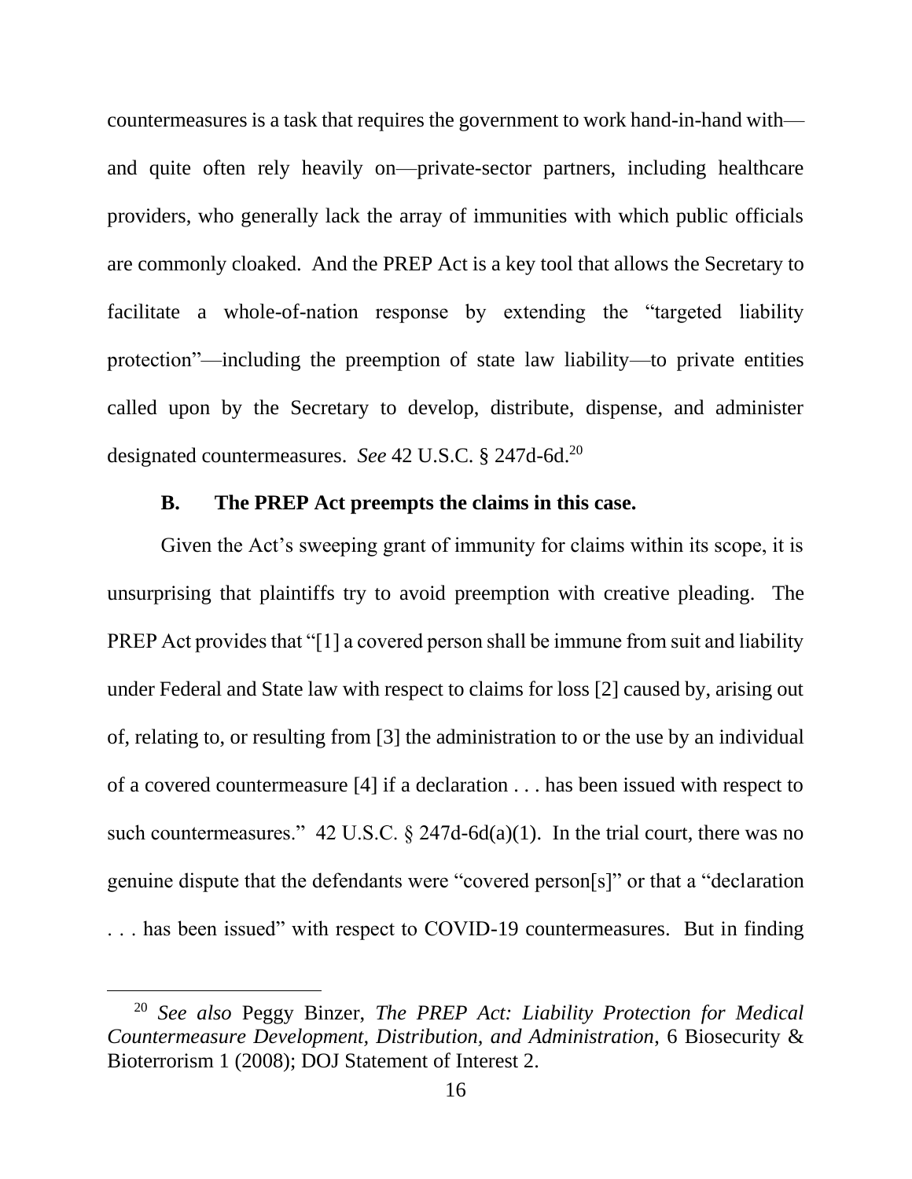countermeasures is a task that requires the government to work hand-in-hand with—and quite often rely heavily on—private-sector partners, including healthcare providers, who generally lack the array of immunities with which public officials are commonly cloaked. And the PREP Act is a key tool that allows the Secretary to facilitate a whole-of-nation response by extending the "targeted liability protection"—including the preemption of state law liability—to private entities called upon by the Secretary to develop, distribute, dispense, and administer designated countermeasures. *See* 42 U.S.C. § 247d-6d.[20]

### B. The PREP Act preempts the claims in this case.

Given the Act's sweeping grant of immunity for claims within its scope, it is unsurprising that plaintiffs try to avoid preemption with creative pleading. The PREP Act provides that "[1] a covered person shall be immune from suit and liability under Federal and State law with respect to claims for loss [2] caused by, arising out of, relating to, or resulting from [3] the administration to or the use by an individual of a covered countermeasure [4] if a declaration . . . has been issued with respect to such countermeasures." 42 U.S.C. § 247d-6d(a)(1). In the trial court, there was no genuine dispute that the defendants were "covered person[s]" or that a "declaration . . . has been issued" with respect to COVID-19 countermeasures. But in finding

[20] *See also* Peggy Binzer, *The PREP Act: Liability Protection for Medical Countermeasure Development, Distribution, and Administration*, 6 Biosecurity & Bioterrorism 1 (2008); DOJ Statement of Interest 2.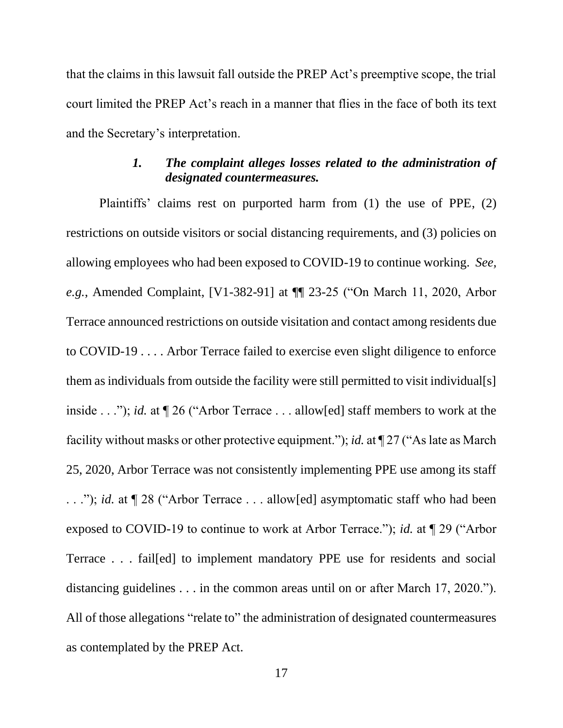that the claims in this lawsuit fall outside the PREP Act's preemptive scope, the trial court limited the PREP Act's reach in a manner that flies in the face of both its text and the Secretary's interpretation.

### *1. The complaint alleges losses related to the administration of designated countermeasures.*

Plaintiffs' claims rest on purported harm from (1) the use of PPE, (2) restrictions on outside visitors or social distancing requirements, and (3) policies on allowing employees who had been exposed to COVID-19 to continue working. *See, e.g.*, Amended Complaint, [V1-382-91] at ¶¶ 23-25 ("On March 11, 2020, Arbor Terrace announced restrictions on outside visitation and contact among residents due to COVID-19 . . . . Arbor Terrace failed to exercise even slight diligence to enforce them as individuals from outside the facility were still permitted to visit individual[s] inside . . ."); *id.* at ¶ 26 ("Arbor Terrace . . . allow[ed] staff members to work at the facility without masks or other protective equipment."); *id.* at ¶ 27 ("As late as March 25, 2020, Arbor Terrace was not consistently implementing PPE use among its staff . . ."); *id.* at ¶ 28 ("Arbor Terrace . . . allow[ed] asymptomatic staff who had been exposed to COVID-19 to continue to work at Arbor Terrace."); *id.* at ¶ 29 ("Arbor Terrace . . . fail[ed] to implement mandatory PPE use for residents and social distancing guidelines . . . in the common areas until on or after March 17, 2020."). All of those allegations "relate to" the administration of designated countermeasures as contemplated by the PREP Act.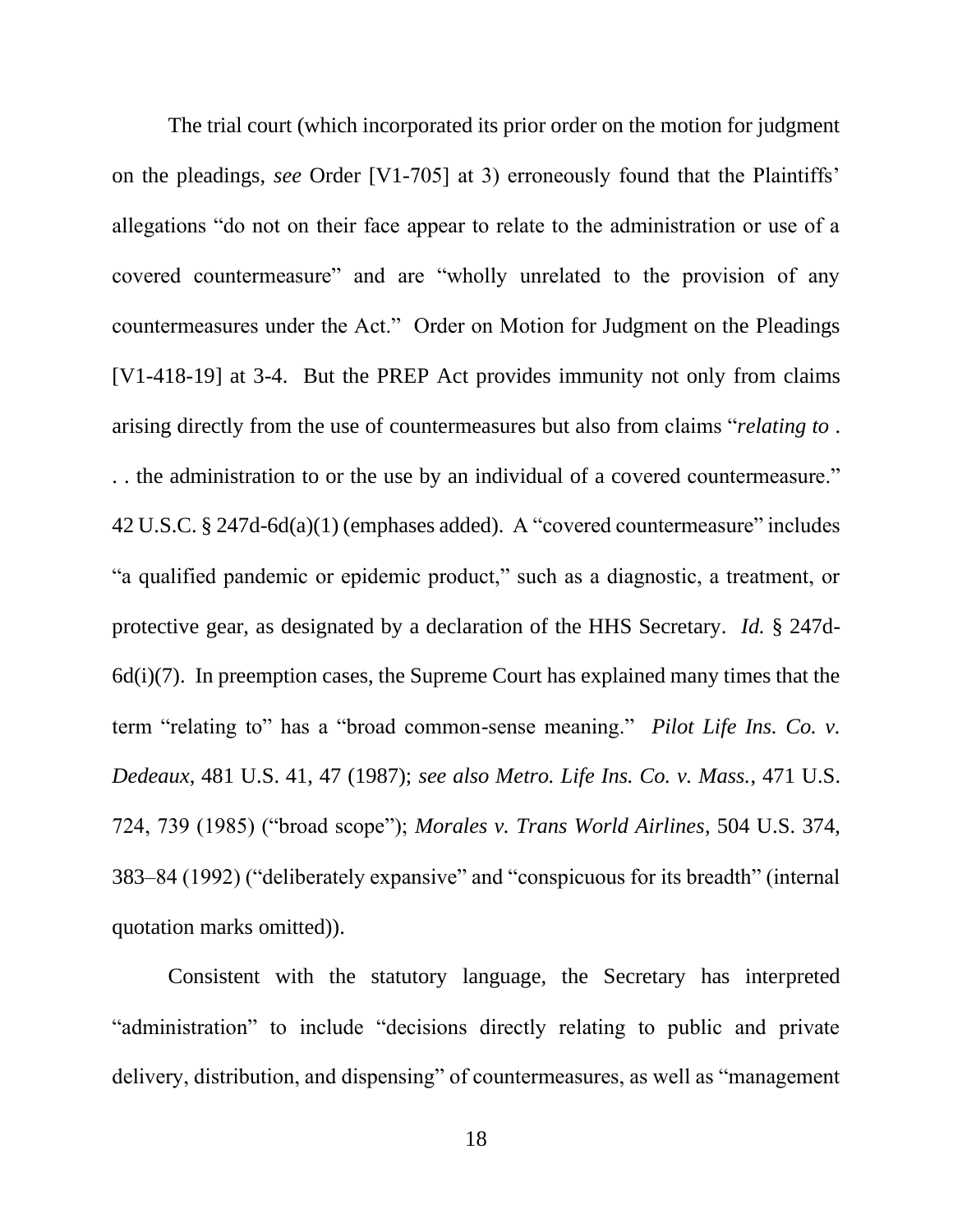The trial court (which incorporated its prior order on the motion for judgment on the pleadings, *see* Order [V1-705] at 3) erroneously found that the Plaintiffs' allegations "do not on their face appear to relate to the administration or use of a covered countermeasure" and are "wholly unrelated to the provision of any countermeasures under the Act." Order on Motion for Judgment on the Pleadings [V1-418-19] at 3-4. But the PREP Act provides immunity not only from claims arising directly from the use of countermeasures but also from claims "*relating to* . . . the administration to or the use by an individual of a covered countermeasure." 42 U.S.C. § 247d-6d(a)(1) (emphases added). A "covered countermeasure" includes "a qualified pandemic or epidemic product," such as a diagnostic, a treatment, or protective gear, as designated by a declaration of the HHS Secretary. *Id.* § 247d-6d(i)(7). In preemption cases, the Supreme Court has explained many times that the term "relating to" has a "broad common-sense meaning." *Pilot Life Ins. Co. v. Dedeaux*, 481 U.S. 41, 47 (1987); *see also Metro. Life Ins. Co. v. Mass.*, 471 U.S. 724, 739 (1985) ("broad scope"); *Morales v. Trans World Airlines*, 504 U.S. 374, 383–84 (1992) ("deliberately expansive" and "conspicuous for its breadth" (internal quotation marks omitted)).

Consistent with the statutory language, the Secretary has interpreted "administration" to include "decisions directly relating to public and private delivery, distribution, and dispensing" of countermeasures, as well as "management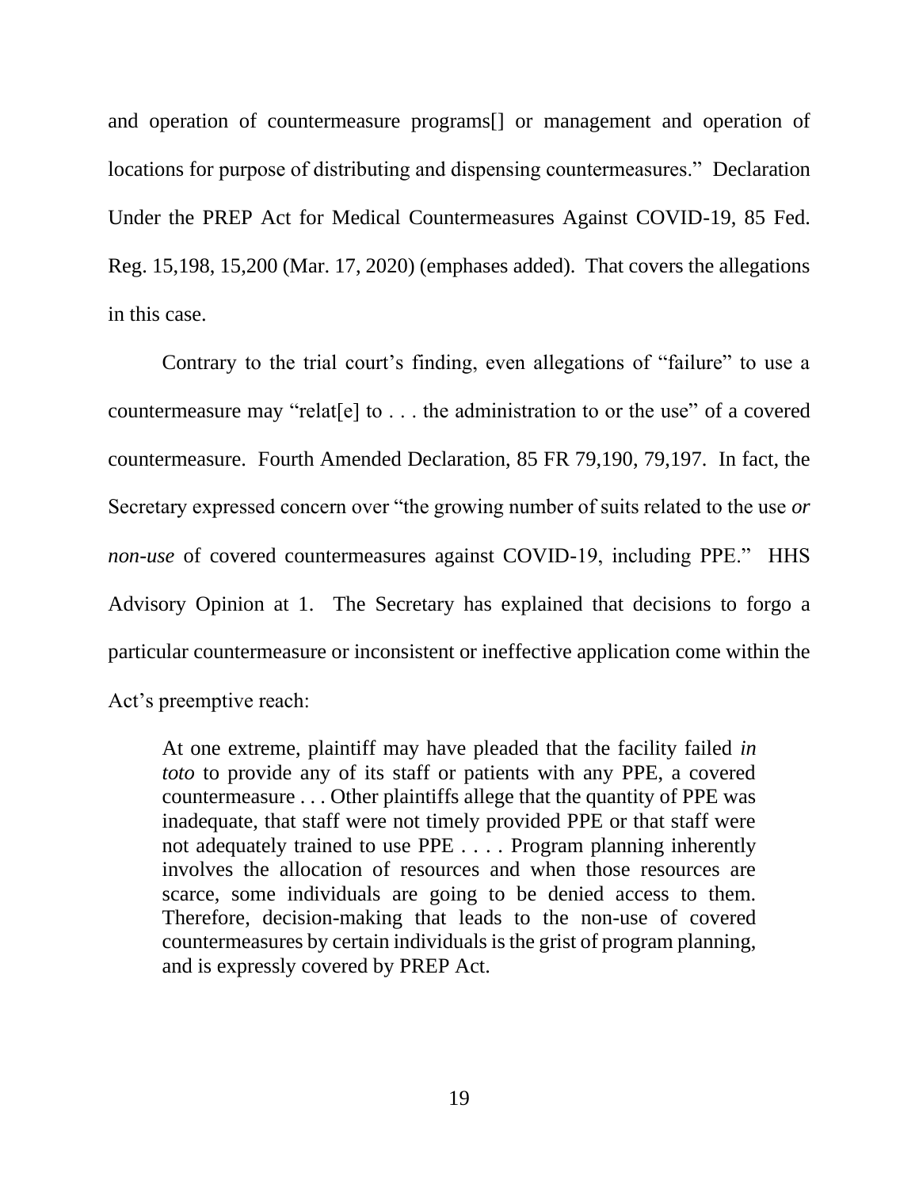and operation of countermeasure programs[] or management and operation of locations for purpose of distributing and dispensing countermeasures." Declaration Under the PREP Act for Medical Countermeasures Against COVID-19, 85 Fed. Reg. 15,198, 15,200 (Mar. 17, 2020) (emphases added). That covers the allegations in this case.

Contrary to the trial court's finding, even allegations of "failure" to use a countermeasure may "relat[e] to . . . the administration to or the use" of a covered countermeasure. Fourth Amended Declaration, 85 FR 79,190, 79,197. In fact, the Secretary expressed concern over "the growing number of suits related to the use *or non-use* of covered countermeasures against COVID-19, including PPE." HHS Advisory Opinion at 1. The Secretary has explained that decisions to forgo a particular countermeasure or inconsistent or ineffective application come within the Act's preemptive reach:

> At one extreme, plaintiff may have pleaded that the facility failed *in toto* to provide any of its staff or patients with any PPE, a covered countermeasure . . . Other plaintiffs allege that the quantity of PPE was inadequate, that staff were not timely provided PPE or that staff were not adequately trained to use PPE . . . . Program planning inherently involves the allocation of resources and when those resources are scarce, some individuals are going to be denied access to them. Therefore, decision-making that leads to the non-use of covered countermeasures by certain individuals is the grist of program planning, and is expressly covered by PREP Act.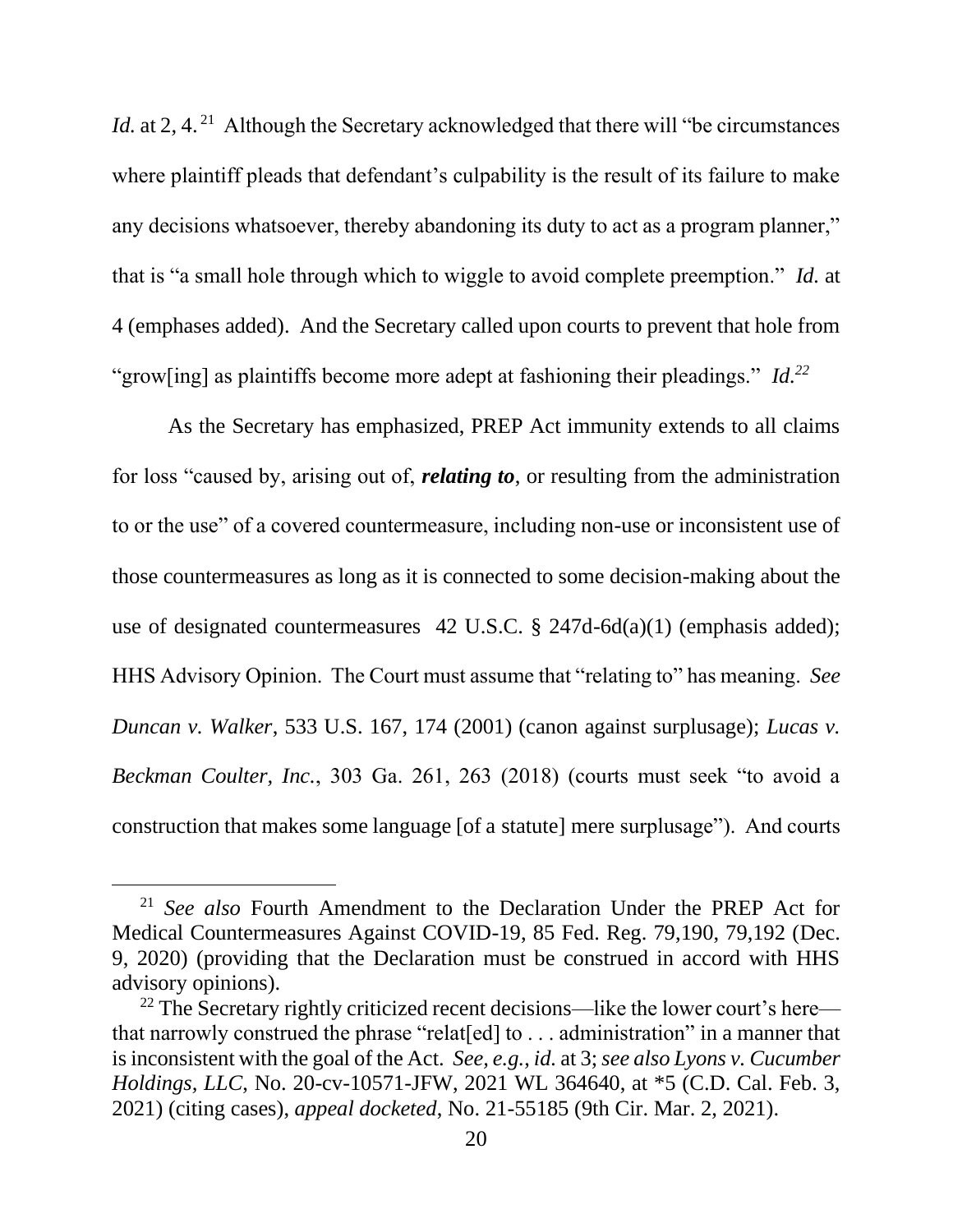*Id.* at 2, 4.[21] Although the Secretary acknowledged that there will "be circumstances where plaintiff pleads that defendant's culpability is the result of its failure to make any decisions whatsoever, thereby abandoning its duty to act as a program planner," that is "a small hole through which to wiggle to avoid complete preemption." *Id.* at 4 (emphases added). And the Secretary called upon courts to prevent that hole from "grow[ing] as plaintiffs become more adept at fashioning their pleadings." *Id.*[22]

As the Secretary has emphasized, PREP Act immunity extends to all claims for loss "caused by, arising out of, ***relating to***, or resulting from the administration to or the use" of a covered countermeasure, including non-use or inconsistent use of those countermeasures as long as it is connected to some decision-making about the use of designated countermeasures 42 U.S.C. § 247d-6d(a)(1) (emphasis added); HHS Advisory Opinion. The Court must assume that "relating to" has meaning. *See Duncan v. Walker*, 533 U.S. 167, 174 (2001) (canon against surplusage); *Lucas v. Beckman Coulter, Inc.*, 303 Ga. 261, 263 (2018) (courts must seek "to avoid a construction that makes some language [of a statute] mere surplusage"). And courts

---

[21] *See also* Fourth Amendment to the Declaration Under the PREP Act for Medical Countermeasures Against COVID-19, 85 Fed. Reg. 79,190, 79,192 (Dec. 9, 2020) (providing that the Declaration must be construed in accord with HHS advisory opinions).

[22] The Secretary rightly criticized recent decisions—like the lower court's here—that narrowly construed the phrase "relat[ed] to . . . administration" in a manner that is inconsistent with the goal of the Act. *See, e.g.*, *id.* at 3; *see also Lyons v. Cucumber Holdings, LLC*, No. 20-cv-10571-JFW, 2021 WL 364640, at *5 (C.D. Cal. Feb. 3, 2021) (citing cases), *appeal docketed*, No. 21-55185 (9th Cir. Mar. 2, 2021).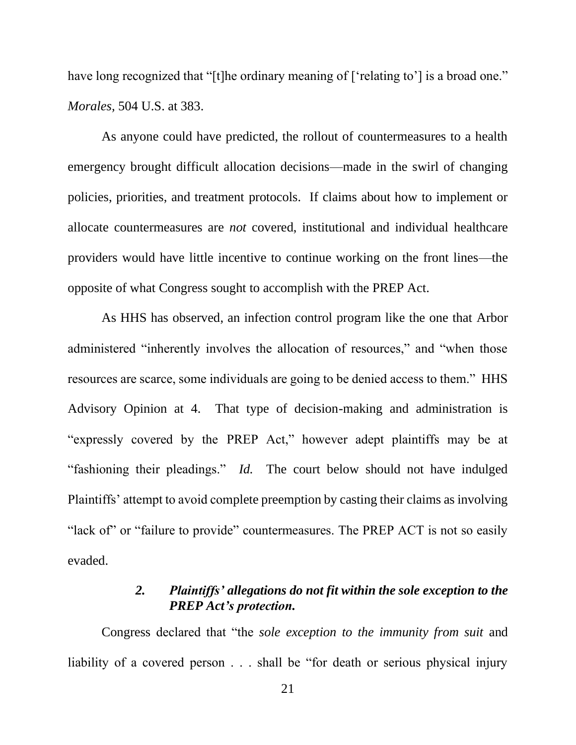have long recognized that "[t]he ordinary meaning of ['relating to'] is a broad one." *Morales*, 504 U.S. at 383.

As anyone could have predicted, the rollout of countermeasures to a health emergency brought difficult allocation decisions—made in the swirl of changing policies, priorities, and treatment protocols. If claims about how to implement or allocate countermeasures are *not* covered, institutional and individual healthcare providers would have little incentive to continue working on the front lines—the opposite of what Congress sought to accomplish with the PREP Act.

As HHS has observed, an infection control program like the one that Arbor administered "inherently involves the allocation of resources," and "when those resources are scarce, some individuals are going to be denied access to them." HHS Advisory Opinion at 4. That type of decision-making and administration is "expressly covered by the PREP Act," however adept plaintiffs may be at "fashioning their pleadings." *Id.* The court below should not have indulged Plaintiffs' attempt to avoid complete preemption by casting their claims as involving "lack of" or "failure to provide" countermeasures. The PREP ACT is not so easily evaded.

#### *2. Plaintiffs' allegations do not fit within the sole exception to the PREP Act's protection.*

Congress declared that "the *sole exception to the immunity from suit* and liability of a covered person . . . shall be "for death or serious physical injury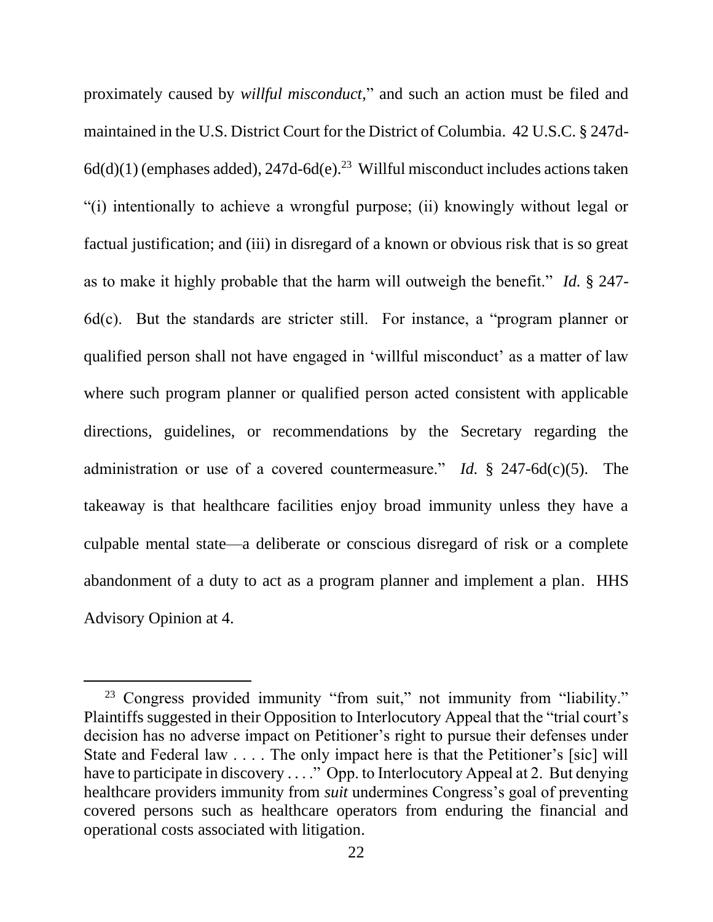proximately caused by *willful misconduct*," and such an action must be filed and maintained in the U.S. District Court for the District of Columbia. 42 U.S.C. § 247d-6d(d)(1) (emphases added), 247d-6d(e).[23] Willful misconduct includes actions taken "(i) intentionally to achieve a wrongful purpose; (ii) knowingly without legal or factual justification; and (iii) in disregard of a known or obvious risk that is so great as to make it highly probable that the harm will outweigh the benefit." *Id.* § 247-6d(c). But the standards are stricter still. For instance, a "program planner or qualified person shall not have engaged in 'willful misconduct' as a matter of law where such program planner or qualified person acted consistent with applicable directions, guidelines, or recommendations by the Secretary regarding the administration or use of a covered countermeasure." *Id.* § 247-6d(c)(5). The takeaway is that healthcare facilities enjoy broad immunity unless they have a culpable mental state—a deliberate or conscious disregard of risk or a complete abandonment of a duty to act as a program planner and implement a plan. HHS Advisory Opinion at 4.

---

[23] Congress provided immunity "from suit," not immunity from "liability." Plaintiffs suggested in their Opposition to Interlocutory Appeal that the "trial court's decision has no adverse impact on Petitioner's right to pursue their defenses under State and Federal law . . . . The only impact here is that the Petitioner's [sic] will have to participate in discovery . . . ." Opp. to Interlocutory Appeal at 2. But denying healthcare providers immunity from *suit* undermines Congress's goal of preventing covered persons such as healthcare operators from enduring the financial and operational costs associated with litigation.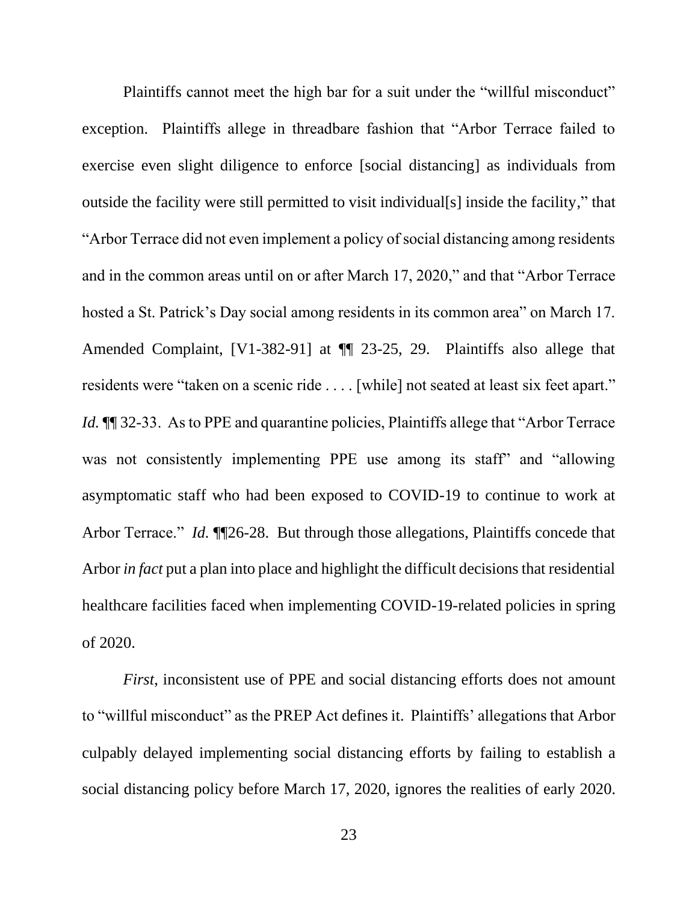Plaintiffs cannot meet the high bar for a suit under the "willful misconduct" exception. Plaintiffs allege in threadbare fashion that "Arbor Terrace failed to exercise even slight diligence to enforce [social distancing] as individuals from outside the facility were still permitted to visit individual[s] inside the facility," that "Arbor Terrace did not even implement a policy of social distancing among residents and in the common areas until on or after March 17, 2020," and that "Arbor Terrace hosted a St. Patrick's Day social among residents in its common area" on March 17. Amended Complaint, [V1-382-91] at ¶¶ 23-25, 29. Plaintiffs also allege that residents were "taken on a scenic ride . . . . [while] not seated at least six feet apart." *Id.* ¶¶ 32-33. As to PPE and quarantine policies, Plaintiffs allege that "Arbor Terrace was not consistently implementing PPE use among its staff" and "allowing asymptomatic staff who had been exposed to COVID-19 to continue to work at Arbor Terrace." *Id.* ¶¶26-28. But through those allegations, Plaintiffs concede that Arbor *in fact* put a plan into place and highlight the difficult decisions that residential healthcare facilities faced when implementing COVID-19-related policies in spring of 2020.

*First*, inconsistent use of PPE and social distancing efforts does not amount to "willful misconduct" as the PREP Act defines it. Plaintiffs' allegations that Arbor culpably delayed implementing social distancing efforts by failing to establish a social distancing policy before March 17, 2020, ignores the realities of early 2020.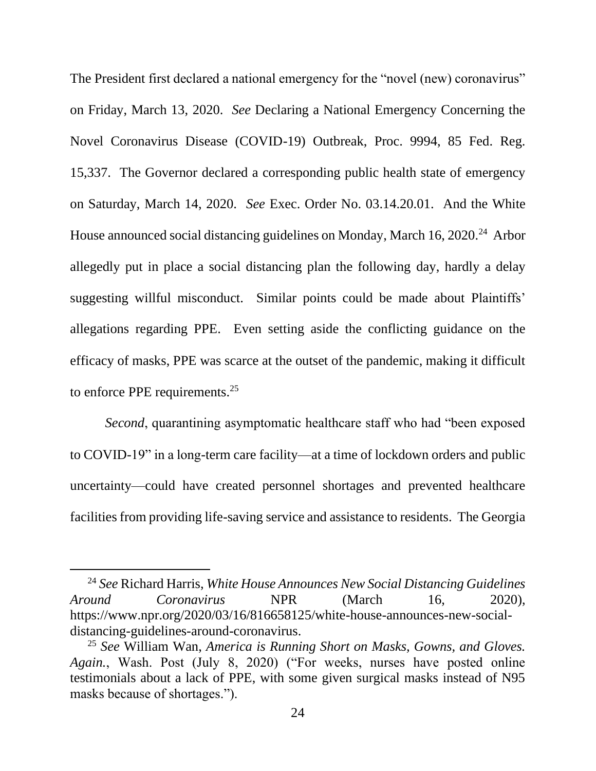The President first declared a national emergency for the "novel (new) coronavirus" on Friday, March 13, 2020. *See* Declaring a National Emergency Concerning the Novel Coronavirus Disease (COVID-19) Outbreak, Proc. 9994, 85 Fed. Reg. 15,337. The Governor declared a corresponding public health state of emergency on Saturday, March 14, 2020. *See* Exec. Order No. 03.14.20.01. And the White House announced social distancing guidelines on Monday, March 16, 2020.[24] Arbor allegedly put in place a social distancing plan the following day, hardly a delay suggesting willful misconduct. Similar points could be made about Plaintiffs' allegations regarding PPE. Even setting aside the conflicting guidance on the efficacy of masks, PPE was scarce at the outset of the pandemic, making it difficult to enforce PPE requirements.[25]

*Second*, quarantining asymptomatic healthcare staff who had "been exposed to COVID-19" in a long-term care facility—at a time of lockdown orders and public uncertainty—could have created personnel shortages and prevented healthcare facilities from providing life-saving service and assistance to residents. The Georgia

---

[24] *See* Richard Harris, *White House Announces New Social Distancing Guidelines Around Coronavirus* NPR (March 16, 2020), https://www.npr.org/2020/03/16/816658125/white-house-announces-new-social-distancing-guidelines-around-coronavirus.

[25] *See* William Wan, *America is Running Short on Masks, Gowns, and Gloves. Again.*, Wash. Post (July 8, 2020) ("For weeks, nurses have posted online testimonials about a lack of PPE, with some given surgical masks instead of N95 masks because of shortages.").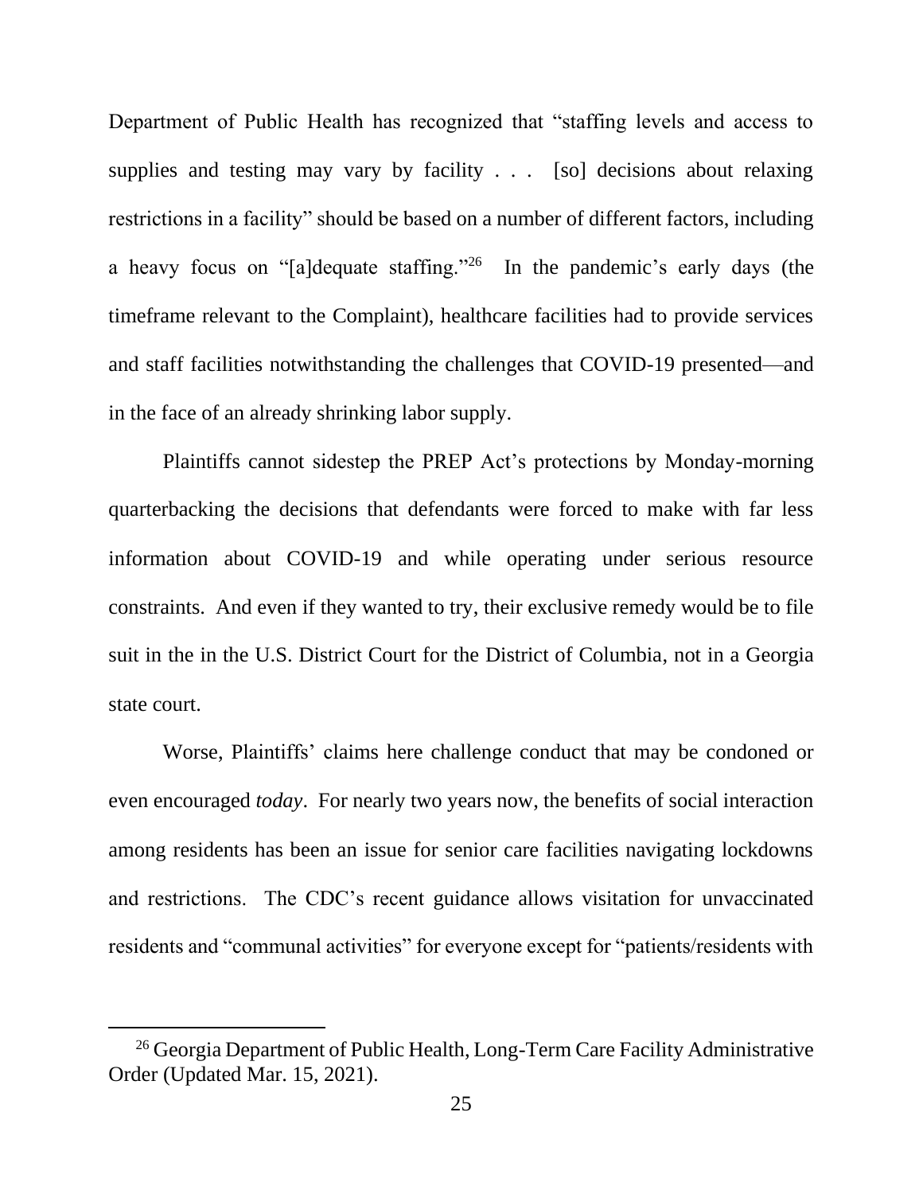Department of Public Health has recognized that "staffing levels and access to supplies and testing may vary by facility . . . [so] decisions about relaxing restrictions in a facility" should be based on a number of different factors, including a heavy focus on "[a]dequate staffing."[26] In the pandemic's early days (the timeframe relevant to the Complaint), healthcare facilities had to provide services and staff facilities notwithstanding the challenges that COVID-19 presented—and in the face of an already shrinking labor supply.

Plaintiffs cannot sidestep the PREP Act's protections by Monday-morning quarterbacking the decisions that defendants were forced to make with far less information about COVID-19 and while operating under serious resource constraints. And even if they wanted to try, their exclusive remedy would be to file suit in the in the U.S. District Court for the District of Columbia, not in a Georgia state court.

Worse, Plaintiffs' claims here challenge conduct that may be condoned or even encouraged *today*. For nearly two years now, the benefits of social interaction among residents has been an issue for senior care facilities navigating lockdowns and restrictions. The CDC's recent guidance allows visitation for unvaccinated residents and "communal activities" for everyone except for "patients/residents with

---

[26] Georgia Department of Public Health, Long-Term Care Facility Administrative Order (Updated Mar. 15, 2021).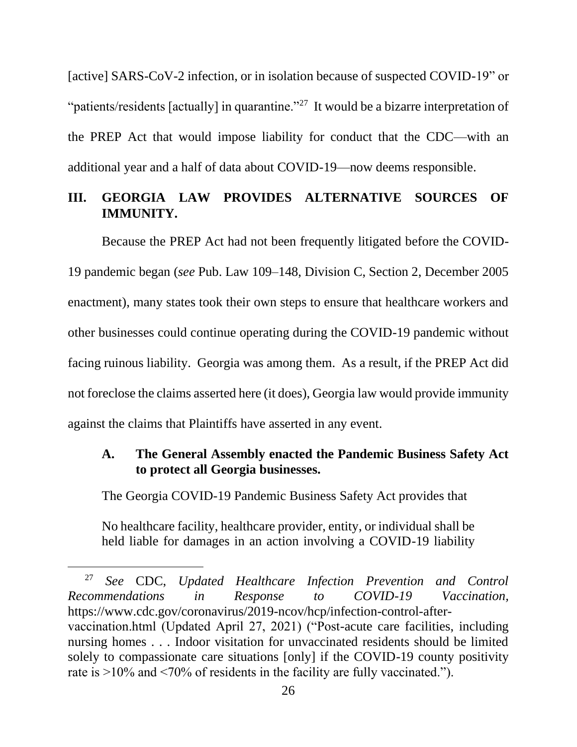[active] SARS-CoV-2 infection, or in isolation because of suspected COVID-19" or "patients/residents [actually] in quarantine."[27] It would be a bizarre interpretation of the PREP Act that would impose liability for conduct that the CDC—with an additional year and a half of data about COVID-19—now deems responsible.

## III. GEORGIA LAW PROVIDES ALTERNATIVE SOURCES OF IMMUNITY.

Because the PREP Act had not been frequently litigated before the COVID-19 pandemic began (*see* Pub. Law 109–148, Division C, Section 2, December 2005 enactment), many states took their own steps to ensure that healthcare workers and other businesses could continue operating during the COVID-19 pandemic without facing ruinous liability. Georgia was among them. As a result, if the PREP Act did not foreclose the claims asserted here (it does), Georgia law would provide immunity against the claims that Plaintiffs have asserted in any event.

### A. The General Assembly enacted the Pandemic Business Safety Act to protect all Georgia businesses.

The Georgia COVID-19 Pandemic Business Safety Act provides that

> No healthcare facility, healthcare provider, entity, or individual shall be held liable for damages in an action involving a COVID-19 liability

---

[27] *See* CDC, *Updated Healthcare Infection Prevention and Control Recommendations in Response to COVID-19 Vaccination*, https://www.cdc.gov/coronavirus/2019-ncov/hcp/infection-control-after-vaccination.html (Updated April 27, 2021) ("Post-acute care facilities, including nursing homes . . . Indoor visitation for unvaccinated residents should be limited solely to compassionate care situations [only] if the COVID-19 county positivity rate is >10% and <70% of residents in the facility are fully vaccinated.").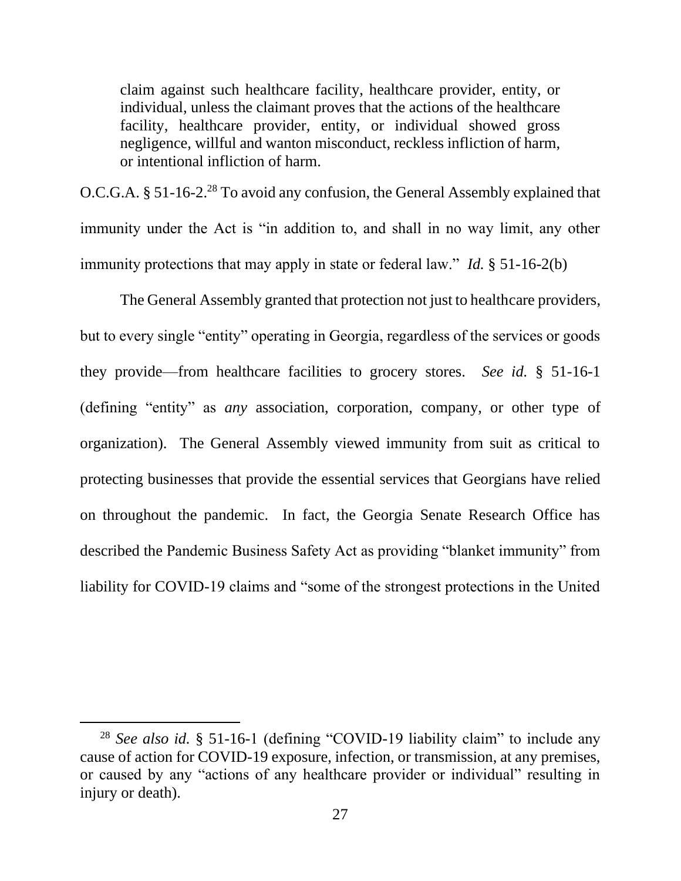> claim against such healthcare facility, healthcare provider, entity, or individual, unless the claimant proves that the actions of the healthcare facility, healthcare provider, entity, or individual showed gross negligence, willful and wanton misconduct, reckless infliction of harm, or intentional infliction of harm.

O.C.G.A. § 51-16-2.[28] To avoid any confusion, the General Assembly explained that immunity under the Act is "in addition to, and shall in no way limit, any other immunity protections that may apply in state or federal law." *Id.* § 51-16-2(b)

The General Assembly granted that protection not just to healthcare providers, but to every single "entity" operating in Georgia, regardless of the services or goods they provide—from healthcare facilities to grocery stores. *See id.* § 51-16-1 (defining "entity" as *any* association, corporation, company, or other type of organization). The General Assembly viewed immunity from suit as critical to protecting businesses that provide the essential services that Georgians have relied on throughout the pandemic. In fact, the Georgia Senate Research Office has described the Pandemic Business Safety Act as providing "blanket immunity" from liability for COVID-19 claims and "some of the strongest protections in the United

---

[28] *See also id.* § 51-16-1 (defining "COVID-19 liability claim" to include any cause of action for COVID-19 exposure, infection, or transmission, at any premises, or caused by any "actions of any healthcare provider or individual" resulting in injury or death).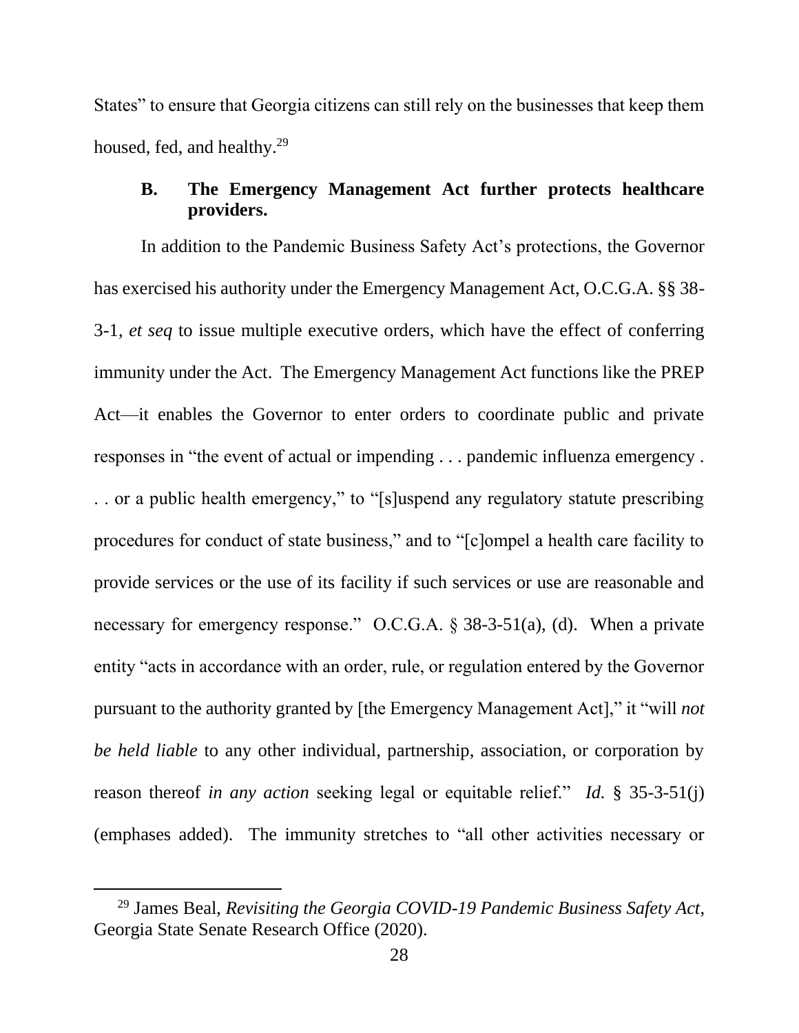States" to ensure that Georgia citizens can still rely on the businesses that keep them housed, fed, and healthy.[29]

### B. The Emergency Management Act further protects healthcare providers.

In addition to the Pandemic Business Safety Act's protections, the Governor has exercised his authority under the Emergency Management Act, O.C.G.A. §§ 38-3-1, *et seq* to issue multiple executive orders, which have the effect of conferring immunity under the Act. The Emergency Management Act functions like the PREP Act—it enables the Governor to enter orders to coordinate public and private responses in "the event of actual or impending . . . pandemic influenza emergency . . . or a public health emergency," to "[s]uspend any regulatory statute prescribing procedures for conduct of state business," and to "[c]ompel a health care facility to provide services or the use of its facility if such services or use are reasonable and necessary for emergency response." O.C.G.A. § 38-3-51(a), (d). When a private entity "acts in accordance with an order, rule, or regulation entered by the Governor pursuant to the authority granted by [the Emergency Management Act]," it "will *not be held liable* to any other individual, partnership, association, or corporation by reason thereof *in any action* seeking legal or equitable relief." *Id.* § 35-3-51(j) (emphases added). The immunity stretches to "all other activities necessary or

---

[29] James Beal, *Revisiting the Georgia COVID-19 Pandemic Business Safety Act*, Georgia State Senate Research Office (2020).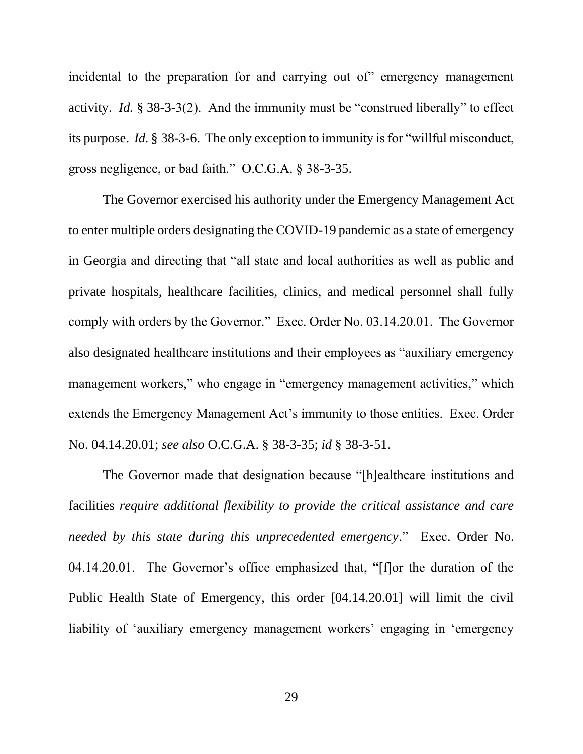incidental to the preparation for and carrying out of" emergency management activity. *Id.* § 38-3-3(2). And the immunity must be "construed liberally" to effect its purpose. *Id.* § 38-3-6. The only exception to immunity is for "willful misconduct, gross negligence, or bad faith." O.C.G.A. § 38-3-35.

The Governor exercised his authority under the Emergency Management Act to enter multiple orders designating the COVID-19 pandemic as a state of emergency in Georgia and directing that "all state and local authorities as well as public and private hospitals, healthcare facilities, clinics, and medical personnel shall fully comply with orders by the Governor." Exec. Order No. 03.14.20.01. The Governor also designated healthcare institutions and their employees as "auxiliary emergency management workers," who engage in "emergency management activities," which extends the Emergency Management Act's immunity to those entities. Exec. Order No. 04.14.20.01; *see also* O.C.G.A. § 38-3-35; *id* § 38-3-51.

The Governor made that designation because "[h]ealthcare institutions and facilities *require additional flexibility to provide the critical assistance and care needed by this state during this unprecedented emergency*." Exec. Order No. 04.14.20.01. The Governor's office emphasized that, "[f]or the duration of the Public Health State of Emergency, this order [04.14.20.01] will limit the civil liability of 'auxiliary emergency management workers' engaging in 'emergency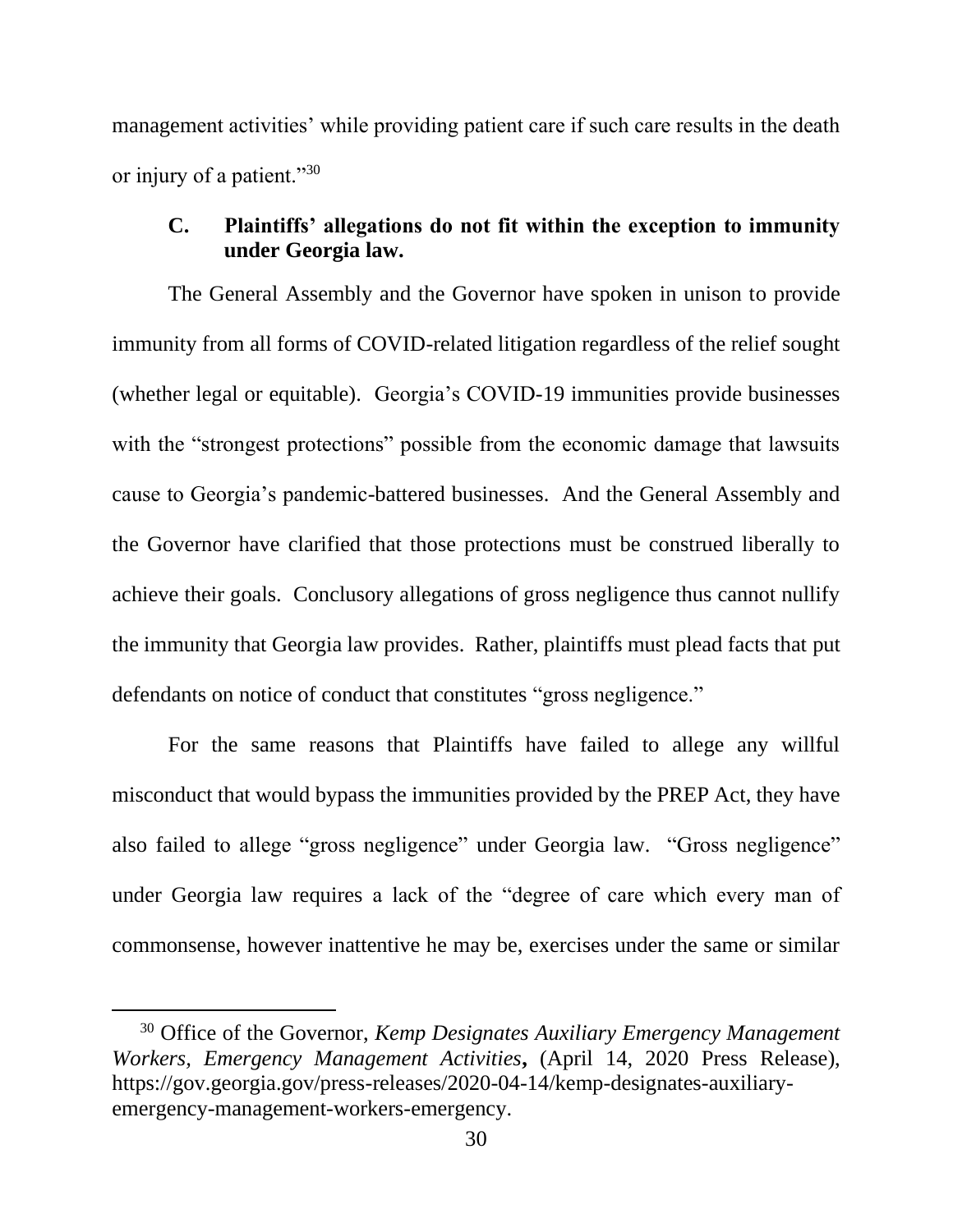management activities' while providing patient care if such care results in the death or injury of a patient."[30]

### C. Plaintiffs' allegations do not fit within the exception to immunity under Georgia law.

The General Assembly and the Governor have spoken in unison to provide immunity from all forms of COVID-related litigation regardless of the relief sought (whether legal or equitable). Georgia's COVID-19 immunities provide businesses with the "strongest protections" possible from the economic damage that lawsuits cause to Georgia's pandemic-battered businesses. And the General Assembly and the Governor have clarified that those protections must be construed liberally to achieve their goals. Conclusory allegations of gross negligence thus cannot nullify the immunity that Georgia law provides. Rather, plaintiffs must plead facts that put defendants on notice of conduct that constitutes "gross negligence."

For the same reasons that Plaintiffs have failed to allege any willful misconduct that would bypass the immunities provided by the PREP Act, they have also failed to allege "gross negligence" under Georgia law. "Gross negligence" under Georgia law requires a lack of the "degree of care which every man of commonsense, however inattentive he may be, exercises under the same or similar

---

[30] Office of the Governor, *Kemp Designates Auxiliary Emergency Management Workers, Emergency Management Activities***,** (April 14, 2020 Press Release), https://gov.georgia.gov/press-releases/2020-04-14/kemp-designates-auxiliary-emergency-management-workers-emergency.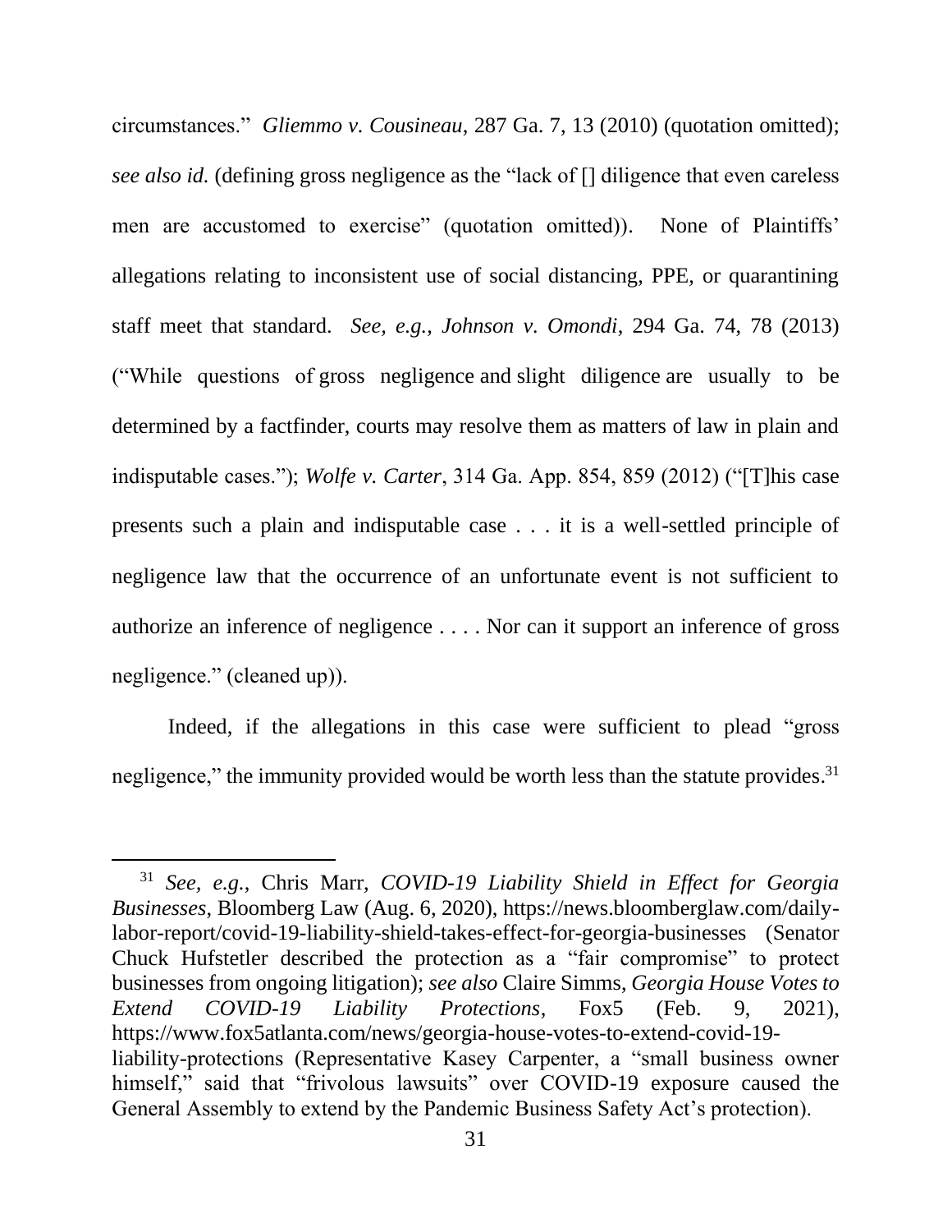circumstances." *Gliemmo v. Cousineau*, 287 Ga. 7, 13 (2010) (quotation omitted); *see also id.* (defining gross negligence as the "lack of [] diligence that even careless men are accustomed to exercise" (quotation omitted)). None of Plaintiffs' allegations relating to inconsistent use of social distancing, PPE, or quarantining staff meet that standard. *See, e.g.*, *Johnson v. Omondi*, 294 Ga. 74, 78 (2013) ("While questions of gross negligence and slight diligence are usually to be determined by a factfinder, courts may resolve them as matters of law in plain and indisputable cases."); *Wolfe v. Carter*, 314 Ga. App. 854, 859 (2012) ("[T]his case presents such a plain and indisputable case . . . it is a well-settled principle of negligence law that the occurrence of an unfortunate event is not sufficient to authorize an inference of negligence . . . . Nor can it support an inference of gross negligence." (cleaned up)).

Indeed, if the allegations in this case were sufficient to plead "gross negligence," the immunity provided would be worth less than the statute provides.[31]

---

[31] *See, e.g.*, Chris Marr, *COVID-19 Liability Shield in Effect for Georgia Businesses*, Bloomberg Law (Aug. 6, 2020), https://news.bloomberglaw.com/daily-labor-report/covid-19-liability-shield-takes-effect-for-georgia-businesses (Senator Chuck Hufstetler described the protection as a "fair compromise" to protect businesses from ongoing litigation); *see also* Claire Simms, *Georgia House Votes to Extend COVID-19 Liability Protections*, Fox5 (Feb. 9, 2021), https://www.fox5atlanta.com/news/georgia-house-votes-to-extend-covid-19-liability-protections (Representative Kasey Carpenter, a "small business owner himself," said that "frivolous lawsuits" over COVID-19 exposure caused the General Assembly to extend by the Pandemic Business Safety Act's protection).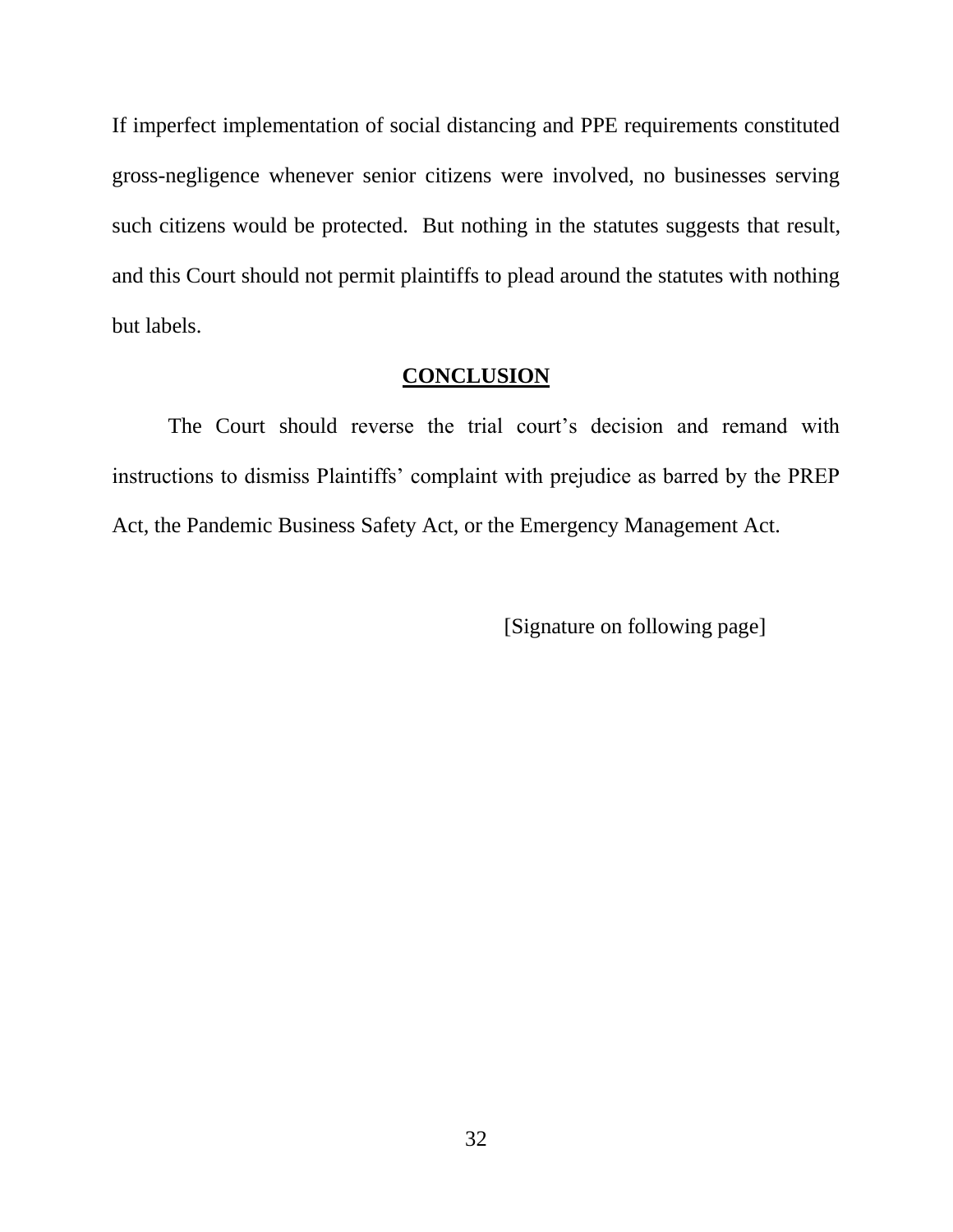If imperfect implementation of social distancing and PPE requirements constituted gross-negligence whenever senior citizens were involved, no businesses serving such citizens would be protected. But nothing in the statutes suggests that result, and this Court should not permit plaintiffs to plead around the statutes with nothing but labels.

## CONCLUSION

The Court should reverse the trial court's decision and remand with instructions to dismiss Plaintiffs' complaint with prejudice as barred by the PREP Act, the Pandemic Business Safety Act, or the Emergency Management Act.

[Signature on following page]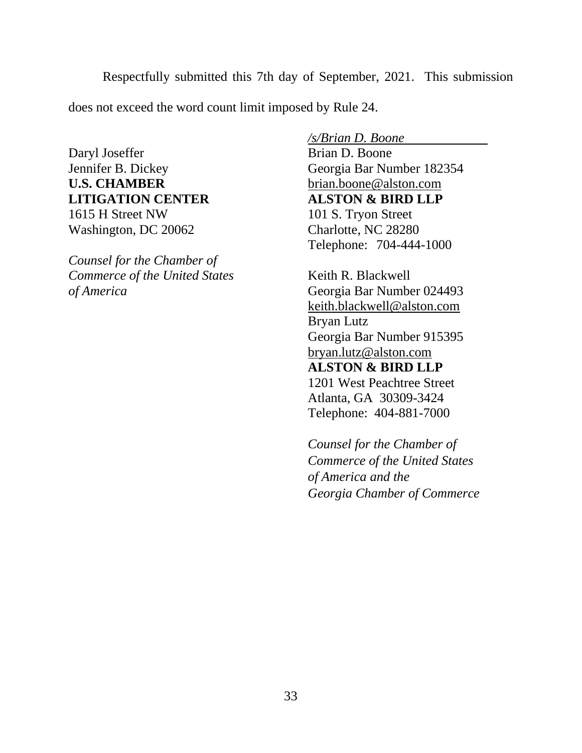Respectfully submitted this 7th day of September, 2021. This submission does not exceed the word count limit imposed by Rule 24.

Daryl Joseffer
Jennifer B. Dickey
**U.S. CHAMBER LITIGATION CENTER**
1615 H Street NW
Washington, DC 20062

*Counsel for the Chamber of Commerce of the United States of America*

*/s/Brian D. Boone*
Brian D. Boone
Georgia Bar Number 182354
brian.boone@alston.com
**ALSTON & BIRD LLP**
101 S. Tryon Street
Charlotte, NC 28280
Telephone: 704-444-1000

Keith R. Blackwell
Georgia Bar Number 024493
keith.blackwell@alston.com
Bryan Lutz
Georgia Bar Number 915395
bryan.lutz@alston.com
**ALSTON & BIRD LLP**
1201 West Peachtree Street
Atlanta, GA 30309-3424
Telephone: 404-881-7000

*Counsel for the Chamber of Commerce of the United States of America and the Georgia Chamber of Commerce*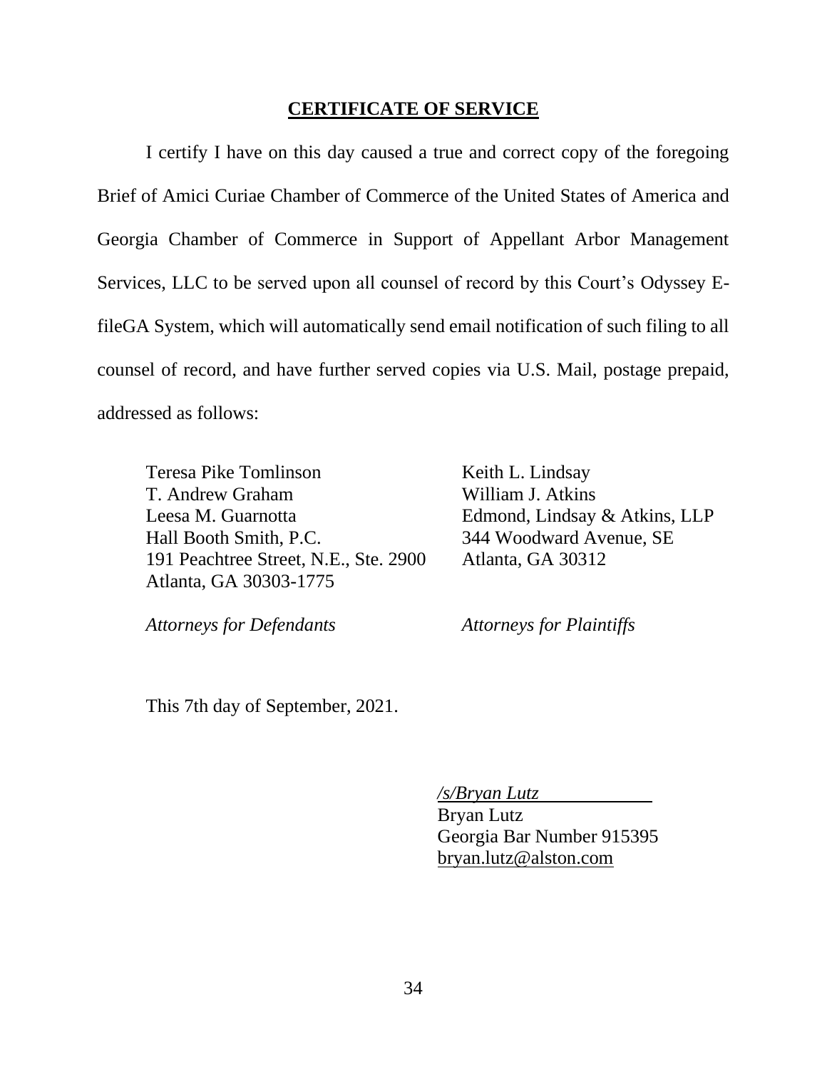## CERTIFICATE OF SERVICE

I certify I have on this day caused a true and correct copy of the foregoing Brief of Amici Curiae Chamber of Commerce of the United States of America and Georgia Chamber of Commerce in Support of Appellant Arbor Management Services, LLC to be served upon all counsel of record by this Court's Odyssey E-fileGA System, which will automatically send email notification of such filing to all counsel of record, and have further served copies via U.S. Mail, postage prepaid, addressed as follows:

Teresa Pike Tomlinson
T. Andrew Graham
Leesa M. Guarnotta
Hall Booth Smith, P.C.
191 Peachtree Street, N.E., Ste. 2900
Atlanta, GA 30303-1775

*Attorneys for Defendants*

Keith L. Lindsay
William J. Atkins
Edmond, Lindsay & Atkins, LLP
344 Woodward Avenue, SE
Atlanta, GA 30312

*Attorneys for Plaintiffs*

This 7th day of September, 2021.

*/s/Bryan Lutz*
Bryan Lutz
Georgia Bar Number 915395
bryan.lutz@alston.com